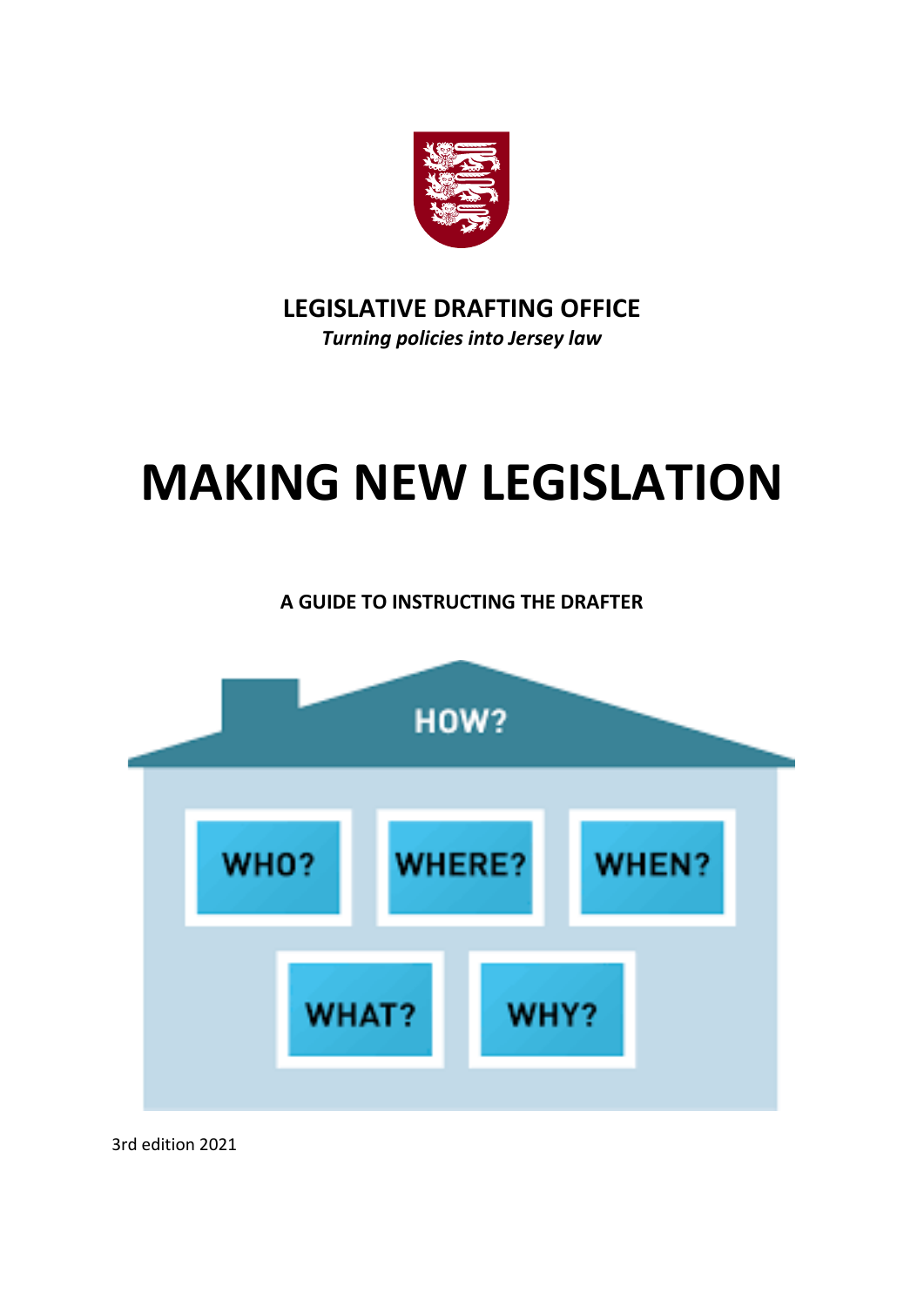**LEGISLATIVE DRAFTING OFFICE**

***Turning policies into Jersey law***

# MAKING NEW LEGISLATION

**A GUIDE TO INSTRUCTING THE DRAFTER**

HOW?

WHO? WHERE? WHEN?

WHAT? WHY?

3rd edition 2021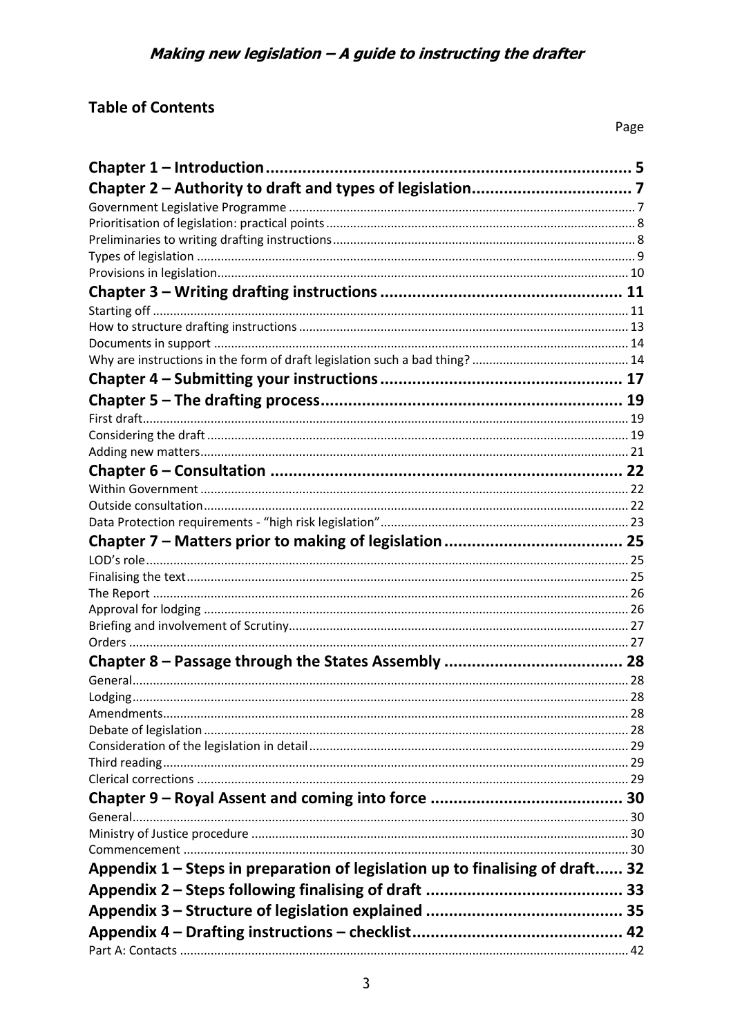*Making new legislation – A guide to instructing the drafter*

## Table of Contents

| | Page |
|---|---|
| **Chapter 1 – Introduction** | **5** |
| **Chapter 2 – Authority to draft and types of legislation** | **7** |
| Government Legislative Programme | 7 |
| Prioritisation of legislation: practical points | 8 |
| Preliminaries to writing drafting instructions | 8 |
| Types of legislation | 9 |
| Provisions in legislation | 10 |
| **Chapter 3 – Writing drafting instructions** | **11** |
| Starting off | 11 |
| How to structure drafting instructions | 13 |
| Documents in support | 14 |
| Why are instructions in the form of draft legislation such a bad thing? | 14 |
| **Chapter 4 – Submitting your instructions** | **17** |
| **Chapter 5 – The drafting process** | **19** |
| First draft | 19 |
| Considering the draft | 19 |
| Adding new matters | 21 |
| **Chapter 6 – Consultation** | **22** |
| Within Government | 22 |
| Outside consultation | 22 |
| Data Protection requirements - "high risk legislation" | 23 |
| **Chapter 7 – Matters prior to making of legislation** | **25** |
| LOD's role | 25 |
| Finalising the text | 25 |
| The Report | 26 |
| Approval for lodging | 26 |
| Briefing and involvement of Scrutiny | 27 |
| Orders | 27 |
| **Chapter 8 – Passage through the States Assembly** | **28** |
| General | 28 |
| Lodging | 28 |
| Amendments | 28 |
| Debate of legislation | 28 |
| Consideration of the legislation in detail | 29 |
| Third reading | 29 |
| Clerical corrections | 29 |
| **Chapter 9 – Royal Assent and coming into force** | **30** |
| General | 30 |
| Ministry of Justice procedure | 30 |
| Commencement | 30 |
| **Appendix 1 – Steps in preparation of legislation up to finalising of draft** | **32** |
| **Appendix 2 – Steps following finalising of draft** | **33** |
| **Appendix 3 – Structure of legislation explained** | **35** |
| **Appendix 4 – Drafting instructions – checklist** | **42** |
| Part A: Contacts | 42 |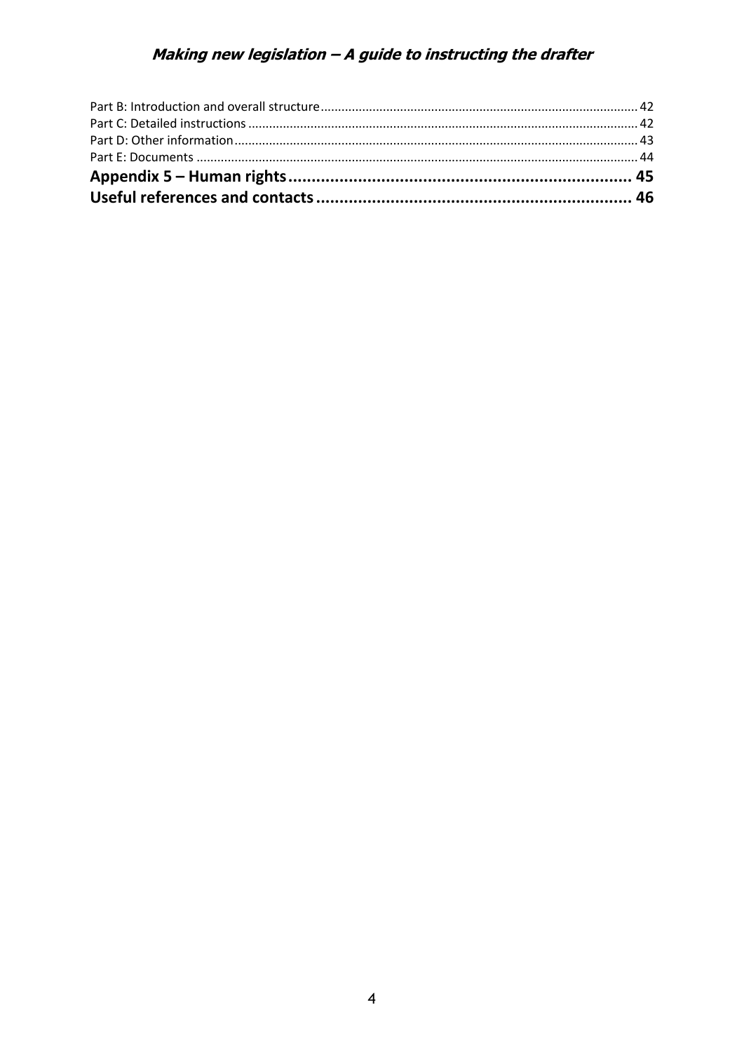Part B: Introduction and overall structure ........................................................................................ 42
Part C: Detailed instructions ................................................................................................................ 42
Part D: Other information .................................................................................................................... 43
Part E: Documents ............................................................................................................................... 44

**Appendix 5 – Human rights ........................................................................ 45**

**Useful references and contacts .................................................................. 46**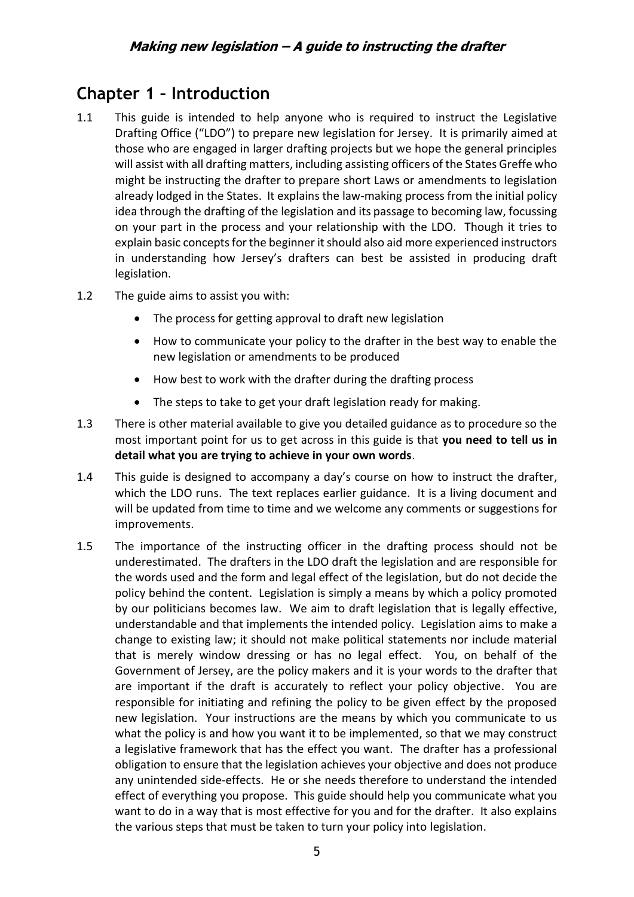# Chapter 1 – Introduction

1.1 This guide is intended to help anyone who is required to instruct the Legislative Drafting Office ("LDO") to prepare new legislation for Jersey. It is primarily aimed at those who are engaged in larger drafting projects but we hope the general principles will assist with all drafting matters, including assisting officers of the States Greffe who might be instructing the drafter to prepare short Laws or amendments to legislation already lodged in the States. It explains the law-making process from the initial policy idea through the drafting of the legislation and its passage to becoming law, focussing on your part in the process and your relationship with the LDO. Though it tries to explain basic concepts for the beginner it should also aid more experienced instructors in understanding how Jersey's drafters can best be assisted in producing draft legislation.

1.2 The guide aims to assist you with:

- The process for getting approval to draft new legislation
- How to communicate your policy to the drafter in the best way to enable the new legislation or amendments to be produced
- How best to work with the drafter during the drafting process
- The steps to take to get your draft legislation ready for making.

1.3 There is other material available to give you detailed guidance as to procedure so the most important point for us to get across in this guide is that **you need to tell us in detail what you are trying to achieve in your own words**.

1.4 This guide is designed to accompany a day's course on how to instruct the drafter, which the LDO runs. The text replaces earlier guidance. It is a living document and will be updated from time to time and we welcome any comments or suggestions for improvements.

1.5 The importance of the instructing officer in the drafting process should not be underestimated. The drafters in the LDO draft the legislation and are responsible for the words used and the form and legal effect of the legislation, but do not decide the policy behind the content. Legislation is simply a means by which a policy promoted by our politicians becomes law. We aim to draft legislation that is legally effective, understandable and that implements the intended policy. Legislation aims to make a change to existing law; it should not make political statements nor include material that is merely window dressing or has no legal effect. You, on behalf of the Government of Jersey, are the policy makers and it is your words to the drafter that are important if the draft is accurately to reflect your policy objective. You are responsible for initiating and refining the policy to be given effect by the proposed new legislation. Your instructions are the means by which you communicate to us what the policy is and how you want it to be implemented, so that we may construct a legislative framework that has the effect you want. The drafter has a professional obligation to ensure that the legislation achieves your objective and does not produce any unintended side-effects. He or she needs therefore to understand the intended effect of everything you propose. This guide should help you communicate what you want to do in a way that is most effective for you and for the drafter. It also explains the various steps that must be taken to turn your policy into legislation.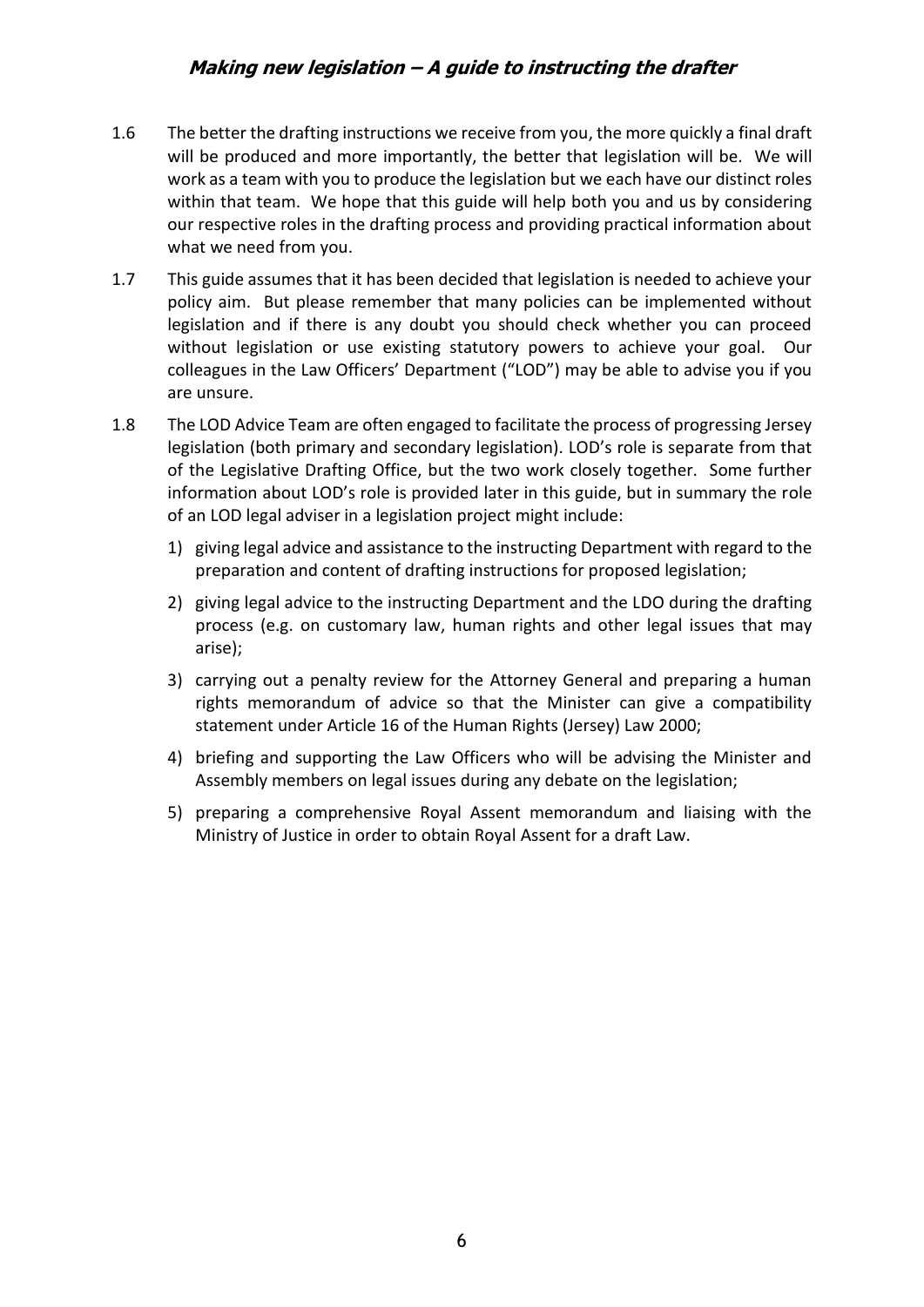1.6 The better the drafting instructions we receive from you, the more quickly a final draft will be produced and more importantly, the better that legislation will be. We will work as a team with you to produce the legislation but we each have our distinct roles within that team. We hope that this guide will help both you and us by considering our respective roles in the drafting process and providing practical information about what we need from you.

1.7 This guide assumes that it has been decided that legislation is needed to achieve your policy aim. But please remember that many policies can be implemented without legislation and if there is any doubt you should check whether you can proceed without legislation or use existing statutory powers to achieve your goal. Our colleagues in the Law Officers' Department ("LOD") may be able to advise you if you are unsure.

1.8 The LOD Advice Team are often engaged to facilitate the process of progressing Jersey legislation (both primary and secondary legislation). LOD's role is separate from that of the Legislative Drafting Office, but the two work closely together. Some further information about LOD's role is provided later in this guide, but in summary the role of an LOD legal adviser in a legislation project might include:

1) giving legal advice and assistance to the instructing Department with regard to the preparation and content of drafting instructions for proposed legislation;
2) giving legal advice to the instructing Department and the LDO during the drafting process (e.g. on customary law, human rights and other legal issues that may arise);
3) carrying out a penalty review for the Attorney General and preparing a human rights memorandum of advice so that the Minister can give a compatibility statement under Article 16 of the Human Rights (Jersey) Law 2000;
4) briefing and supporting the Law Officers who will be advising the Minister and Assembly members on legal issues during any debate on the legislation;
5) preparing a comprehensive Royal Assent memorandum and liaising with the Ministry of Justice in order to obtain Royal Assent for a draft Law.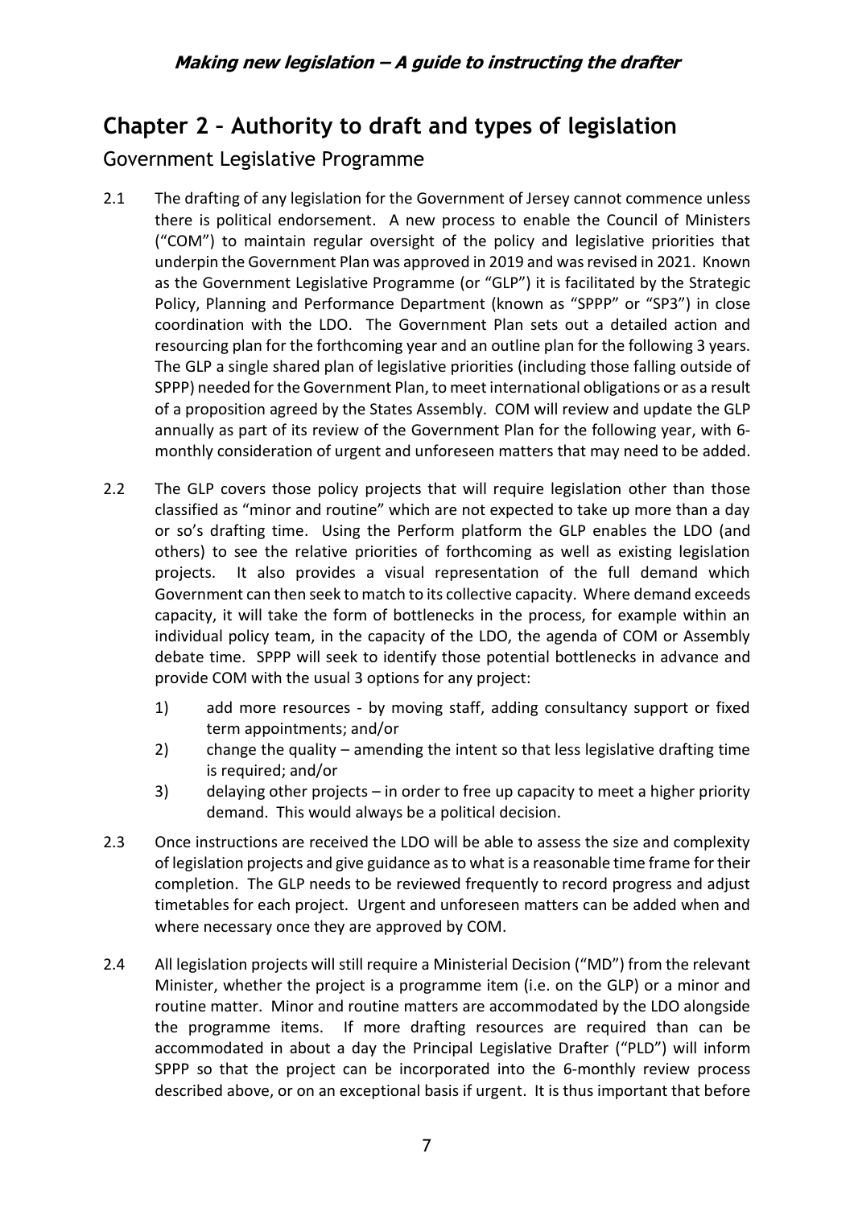# Chapter 2 – Authority to draft and types of legislation

## Government Legislative Programme

2.1 The drafting of any legislation for the Government of Jersey cannot commence unless there is political endorsement. A new process to enable the Council of Ministers ("COM") to maintain regular oversight of the policy and legislative priorities that underpin the Government Plan was approved in 2019 and was revised in 2021. Known as the Government Legislative Programme (or "GLP") it is facilitated by the Strategic Policy, Planning and Performance Department (known as "SPPP" or "SP3") in close coordination with the LDO. The Government Plan sets out a detailed action and resourcing plan for the forthcoming year and an outline plan for the following 3 years. The GLP a single shared plan of legislative priorities (including those falling outside of SPPP) needed for the Government Plan, to meet international obligations or as a result of a proposition agreed by the States Assembly. COM will review and update the GLP annually as part of its review of the Government Plan for the following year, with 6-monthly consideration of urgent and unforeseen matters that may need to be added.

2.2 The GLP covers those policy projects that will require legislation other than those classified as "minor and routine" which are not expected to take up more than a day or so's drafting time. Using the Perform platform the GLP enables the LDO (and others) to see the relative priorities of forthcoming as well as existing legislation projects. It also provides a visual representation of the full demand which Government can then seek to match to its collective capacity. Where demand exceeds capacity, it will take the form of bottlenecks in the process, for example within an individual policy team, in the capacity of the LDO, the agenda of COM or Assembly debate time. SPPP will seek to identify those potential bottlenecks in advance and provide COM with the usual 3 options for any project:

1) add more resources - by moving staff, adding consultancy support or fixed term appointments; and/or
2) change the quality – amending the intent so that less legislative drafting time is required; and/or
3) delaying other projects – in order to free up capacity to meet a higher priority demand. This would always be a political decision.

2.3 Once instructions are received the LDO will be able to assess the size and complexity of legislation projects and give guidance as to what is a reasonable time frame for their completion. The GLP needs to be reviewed frequently to record progress and adjust timetables for each project. Urgent and unforeseen matters can be added when and where necessary once they are approved by COM.

2.4 All legislation projects will still require a Ministerial Decision ("MD") from the relevant Minister, whether the project is a programme item (i.e. on the GLP) or a minor and routine matter. Minor and routine matters are accommodated by the LDO alongside the programme items. If more drafting resources are required than can be accommodated in about a day the Principal Legislative Drafter ("PLD") will inform SPPP so that the project can be incorporated into the 6-monthly review process described above, or on an exceptional basis if urgent. It is thus important that before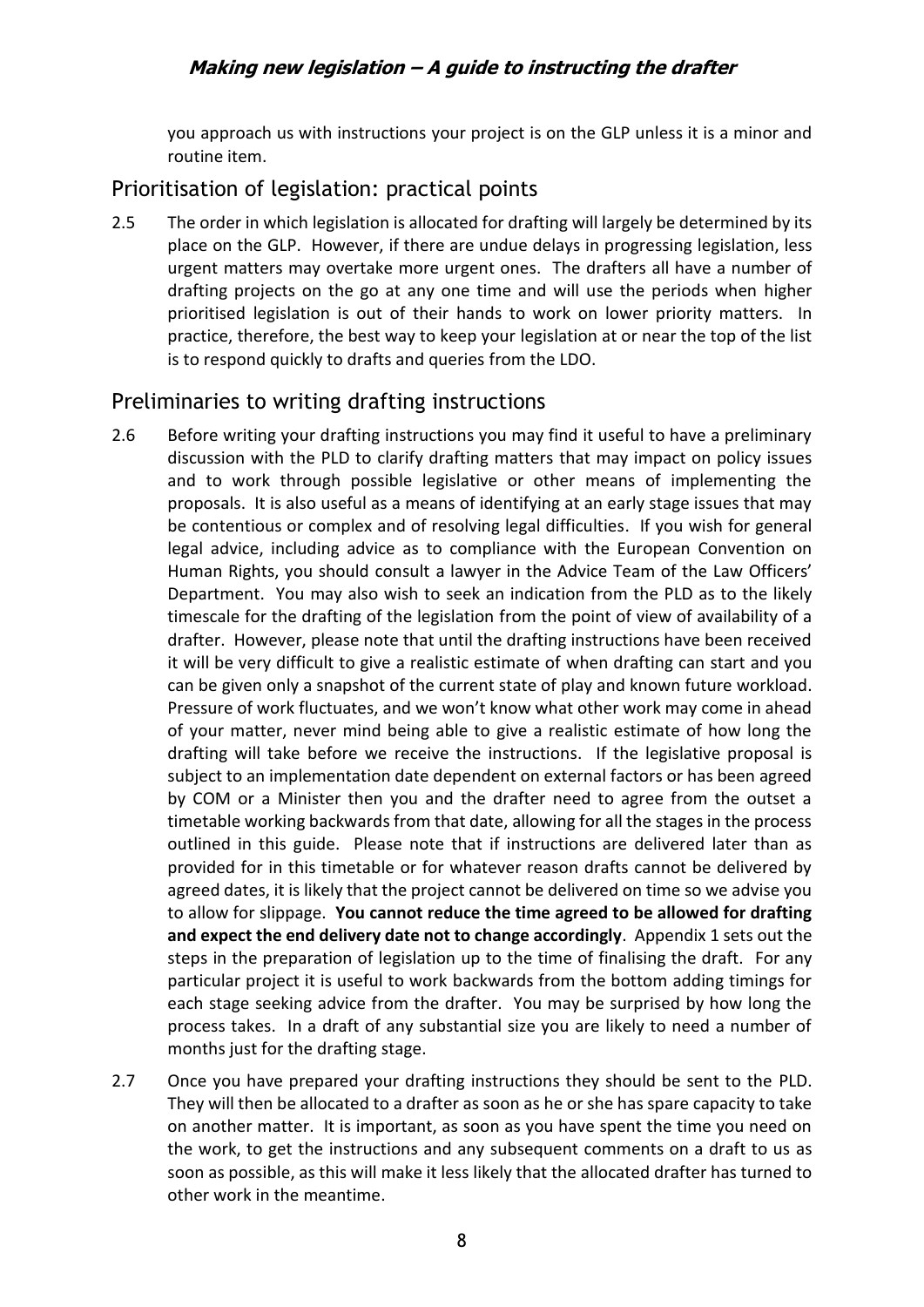you approach us with instructions your project is on the GLP unless it is a minor and routine item.

## Prioritisation of legislation: practical points

2.5 The order in which legislation is allocated for drafting will largely be determined by its place on the GLP. However, if there are undue delays in progressing legislation, less urgent matters may overtake more urgent ones. The drafters all have a number of drafting projects on the go at any one time and will use the periods when higher prioritised legislation is out of their hands to work on lower priority matters. In practice, therefore, the best way to keep your legislation at or near the top of the list is to respond quickly to drafts and queries from the LDO.

## Preliminaries to writing drafting instructions

2.6 Before writing your drafting instructions you may find it useful to have a preliminary discussion with the PLD to clarify drafting matters that may impact on policy issues and to work through possible legislative or other means of implementing the proposals. It is also useful as a means of identifying at an early stage issues that may be contentious or complex and of resolving legal difficulties. If you wish for general legal advice, including advice as to compliance with the European Convention on Human Rights, you should consult a lawyer in the Advice Team of the Law Officers' Department. You may also wish to seek an indication from the PLD as to the likely timescale for the drafting of the legislation from the point of view of availability of a drafter. However, please note that until the drafting instructions have been received it will be very difficult to give a realistic estimate of when drafting can start and you can be given only a snapshot of the current state of play and known future workload. Pressure of work fluctuates, and we won't know what other work may come in ahead of your matter, never mind being able to give a realistic estimate of how long the drafting will take before we receive the instructions. If the legislative proposal is subject to an implementation date dependent on external factors or has been agreed by COM or a Minister then you and the drafter need to agree from the outset a timetable working backwards from that date, allowing for all the stages in the process outlined in this guide. Please note that if instructions are delivered later than as provided for in this timetable or for whatever reason drafts cannot be delivered by agreed dates, it is likely that the project cannot be delivered on time so we advise you to allow for slippage. **You cannot reduce the time agreed to be allowed for drafting and expect the end delivery date not to change accordingly**. Appendix 1 sets out the steps in the preparation of legislation up to the time of finalising the draft. For any particular project it is useful to work backwards from the bottom adding timings for each stage seeking advice from the drafter. You may be surprised by how long the process takes. In a draft of any substantial size you are likely to need a number of months just for the drafting stage.

2.7 Once you have prepared your drafting instructions they should be sent to the PLD. They will then be allocated to a drafter as soon as he or she has spare capacity to take on another matter. It is important, as soon as you have spent the time you need on the work, to get the instructions and any subsequent comments on a draft to us as soon as possible, as this will make it less likely that the allocated drafter has turned to other work in the meantime.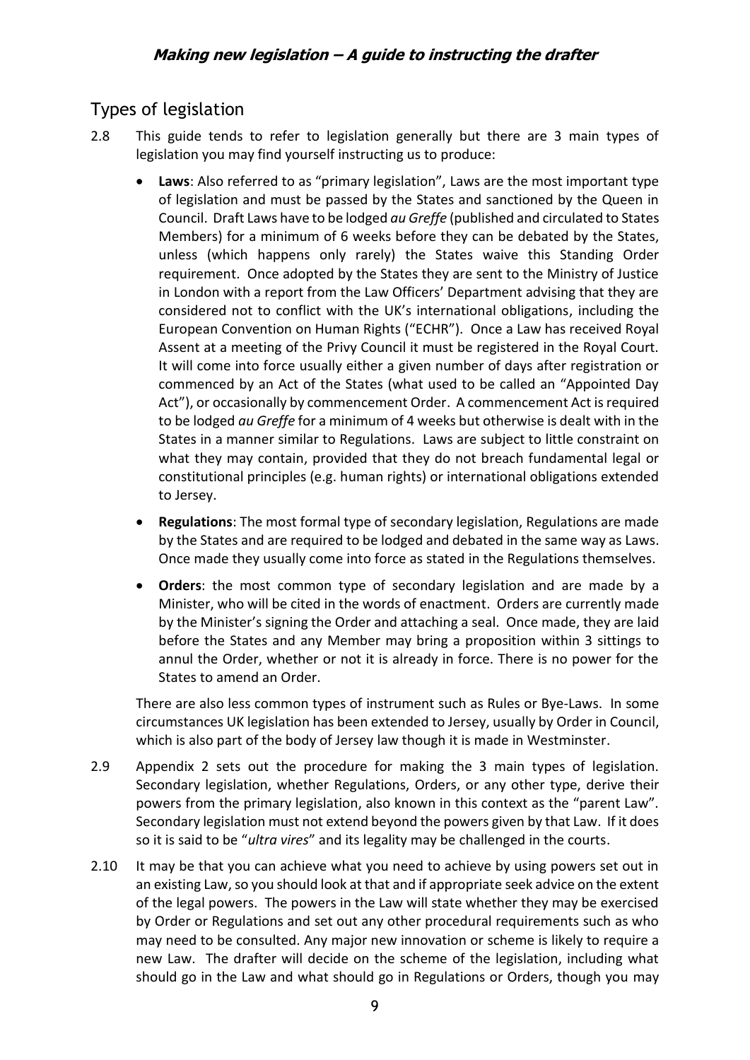## Types of legislation

2.8 This guide tends to refer to legislation generally but there are 3 main types of legislation you may find yourself instructing us to produce:

- **Laws**: Also referred to as "primary legislation", Laws are the most important type of legislation and must be passed by the States and sanctioned by the Queen in Council. Draft Laws have to be lodged *au Greffe* (published and circulated to States Members) for a minimum of 6 weeks before they can be debated by the States, unless (which happens only rarely) the States waive this Standing Order requirement. Once adopted by the States they are sent to the Ministry of Justice in London with a report from the Law Officers' Department advising that they are considered not to conflict with the UK's international obligations, including the European Convention on Human Rights ("ECHR"). Once a Law has received Royal Assent at a meeting of the Privy Council it must be registered in the Royal Court. It will come into force usually either a given number of days after registration or commenced by an Act of the States (what used to be called an "Appointed Day Act"), or occasionally by commencement Order. A commencement Act is required to be lodged *au Greffe* for a minimum of 4 weeks but otherwise is dealt with in the States in a manner similar to Regulations. Laws are subject to little constraint on what they may contain, provided that they do not breach fundamental legal or constitutional principles (e.g. human rights) or international obligations extended to Jersey.
- **Regulations**: The most formal type of secondary legislation, Regulations are made by the States and are required to be lodged and debated in the same way as Laws. Once made they usually come into force as stated in the Regulations themselves.
- **Orders**: the most common type of secondary legislation and are made by a Minister, who will be cited in the words of enactment. Orders are currently made by the Minister's signing the Order and attaching a seal. Once made, they are laid before the States and any Member may bring a proposition within 3 sittings to annul the Order, whether or not it is already in force. There is no power for the States to amend an Order.

There are also less common types of instrument such as Rules or Bye-Laws. In some circumstances UK legislation has been extended to Jersey, usually by Order in Council, which is also part of the body of Jersey law though it is made in Westminster.

2.9 Appendix 2 sets out the procedure for making the 3 main types of legislation. Secondary legislation, whether Regulations, Orders, or any other type, derive their powers from the primary legislation, also known in this context as the "parent Law". Secondary legislation must not extend beyond the powers given by that Law. If it does so it is said to be "*ultra vires*" and its legality may be challenged in the courts.

2.10 It may be that you can achieve what you need to achieve by using powers set out in an existing Law, so you should look at that and if appropriate seek advice on the extent of the legal powers. The powers in the Law will state whether they may be exercised by Order or Regulations and set out any other procedural requirements such as who may need to be consulted. Any major new innovation or scheme is likely to require a new Law. The drafter will decide on the scheme of the legislation, including what should go in the Law and what should go in Regulations or Orders, though you may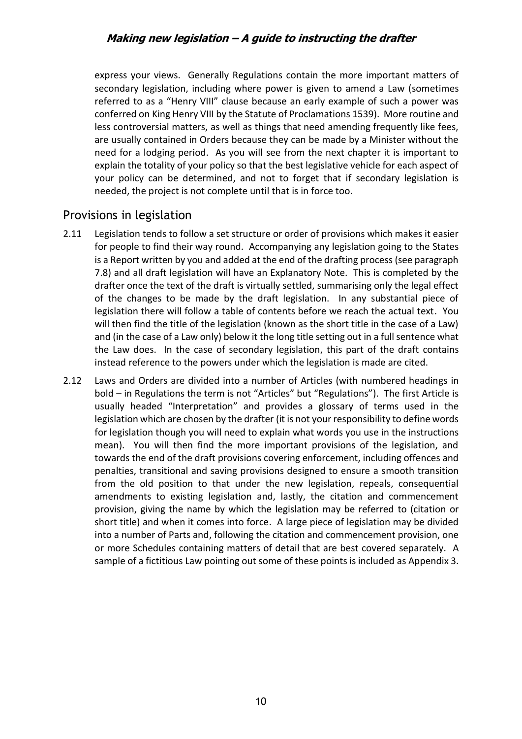express your views. Generally Regulations contain the more important matters of secondary legislation, including where power is given to amend a Law (sometimes referred to as a "Henry VIII" clause because an early example of such a power was conferred on King Henry VIII by the Statute of Proclamations 1539). More routine and less controversial matters, as well as things that need amending frequently like fees, are usually contained in Orders because they can be made by a Minister without the need for a lodging period. As you will see from the next chapter it is important to explain the totality of your policy so that the best legislative vehicle for each aspect of your policy can be determined, and not to forget that if secondary legislation is needed, the project is not complete until that is in force too.

## Provisions in legislation

2.11 Legislation tends to follow a set structure or order of provisions which makes it easier for people to find their way round. Accompanying any legislation going to the States is a Report written by you and added at the end of the drafting process (see paragraph 7.8) and all draft legislation will have an Explanatory Note. This is completed by the drafter once the text of the draft is virtually settled, summarising only the legal effect of the changes to be made by the draft legislation. In any substantial piece of legislation there will follow a table of contents before we reach the actual text. You will then find the title of the legislation (known as the short title in the case of a Law) and (in the case of a Law only) below it the long title setting out in a full sentence what the Law does. In the case of secondary legislation, this part of the draft contains instead reference to the powers under which the legislation is made are cited.

2.12 Laws and Orders are divided into a number of Articles (with numbered headings in bold – in Regulations the term is not "Articles" but "Regulations"). The first Article is usually headed "Interpretation" and provides a glossary of terms used in the legislation which are chosen by the drafter (it is not your responsibility to define words for legislation though you will need to explain what words you use in the instructions mean). You will then find the more important provisions of the legislation, and towards the end of the draft provisions covering enforcement, including offences and penalties, transitional and saving provisions designed to ensure a smooth transition from the old position to that under the new legislation, repeals, consequential amendments to existing legislation and, lastly, the citation and commencement provision, giving the name by which the legislation may be referred to (citation or short title) and when it comes into force. A large piece of legislation may be divided into a number of Parts and, following the citation and commencement provision, one or more Schedules containing matters of detail that are best covered separately. A sample of a fictitious Law pointing out some of these points is included as Appendix 3.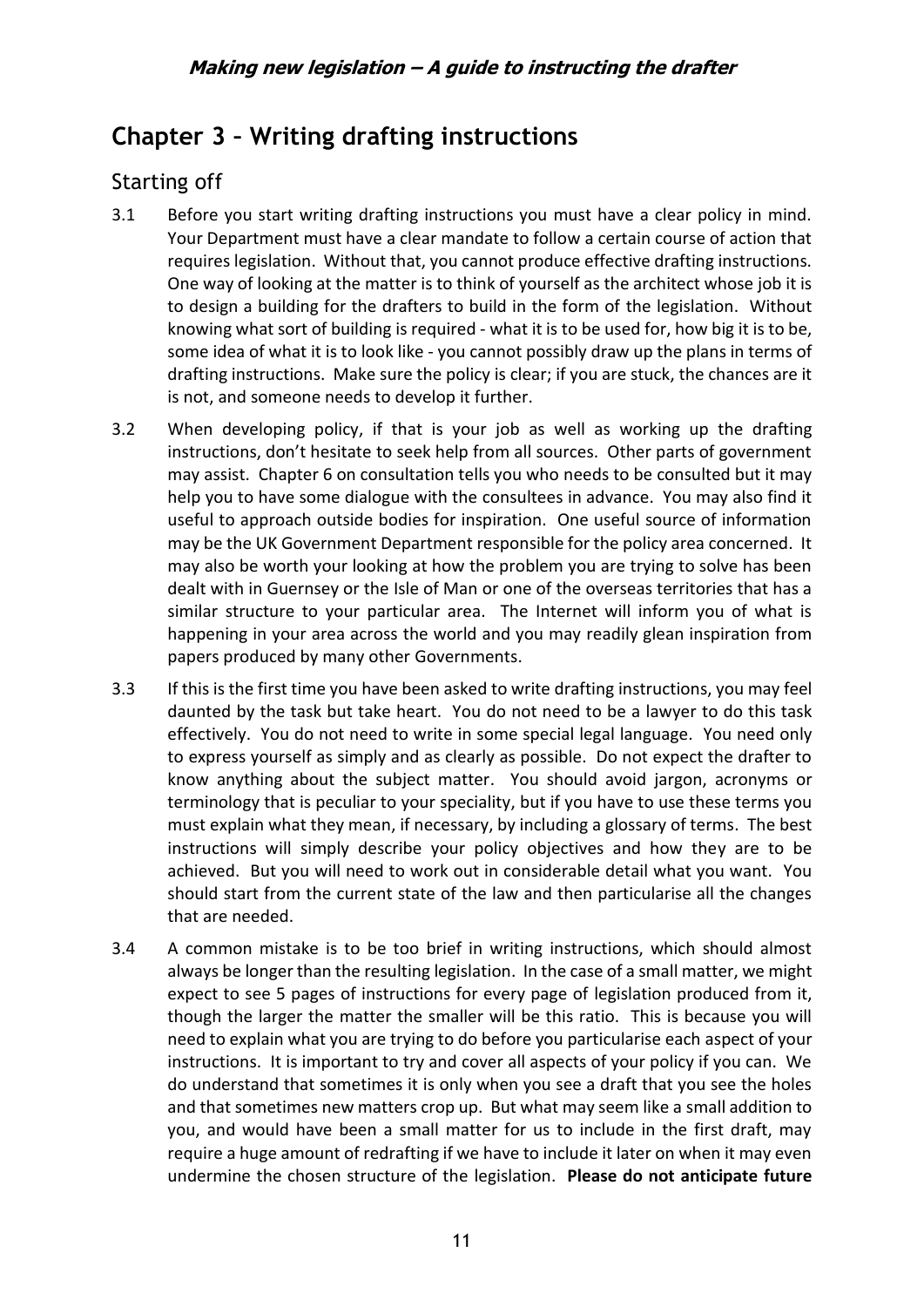# Chapter 3 – Writing drafting instructions

## Starting off

3.1 Before you start writing drafting instructions you must have a clear policy in mind. Your Department must have a clear mandate to follow a certain course of action that requires legislation. Without that, you cannot produce effective drafting instructions. One way of looking at the matter is to think of yourself as the architect whose job it is to design a building for the drafters to build in the form of the legislation. Without knowing what sort of building is required - what it is to be used for, how big it is to be, some idea of what it is to look like - you cannot possibly draw up the plans in terms of drafting instructions. Make sure the policy is clear; if you are stuck, the chances are it is not, and someone needs to develop it further.

3.2 When developing policy, if that is your job as well as working up the drafting instructions, don't hesitate to seek help from all sources. Other parts of government may assist. Chapter 6 on consultation tells you who needs to be consulted but it may help you to have some dialogue with the consultees in advance. You may also find it useful to approach outside bodies for inspiration. One useful source of information may be the UK Government Department responsible for the policy area concerned. It may also be worth your looking at how the problem you are trying to solve has been dealt with in Guernsey or the Isle of Man or one of the overseas territories that has a similar structure to your particular area. The Internet will inform you of what is happening in your area across the world and you may readily glean inspiration from papers produced by many other Governments.

3.3 If this is the first time you have been asked to write drafting instructions, you may feel daunted by the task but take heart. You do not need to be a lawyer to do this task effectively. You do not need to write in some special legal language. You need only to express yourself as simply and as clearly as possible. Do not expect the drafter to know anything about the subject matter. You should avoid jargon, acronyms or terminology that is peculiar to your speciality, but if you have to use these terms you must explain what they mean, if necessary, by including a glossary of terms. The best instructions will simply describe your policy objectives and how they are to be achieved. But you will need to work out in considerable detail what you want. You should start from the current state of the law and then particularise all the changes that are needed.

3.4 A common mistake is to be too brief in writing instructions, which should almost always be longer than the resulting legislation. In the case of a small matter, we might expect to see 5 pages of instructions for every page of legislation produced from it, though the larger the matter the smaller will be this ratio. This is because you will need to explain what you are trying to do before you particularise each aspect of your instructions. It is important to try and cover all aspects of your policy if you can. We do understand that sometimes it is only when you see a draft that you see the holes and that sometimes new matters crop up. But what may seem like a small addition to you, and would have been a small matter for us to include in the first draft, may require a huge amount of redrafting if we have to include it later on when it may even undermine the chosen structure of the legislation. **Please do not anticipate future**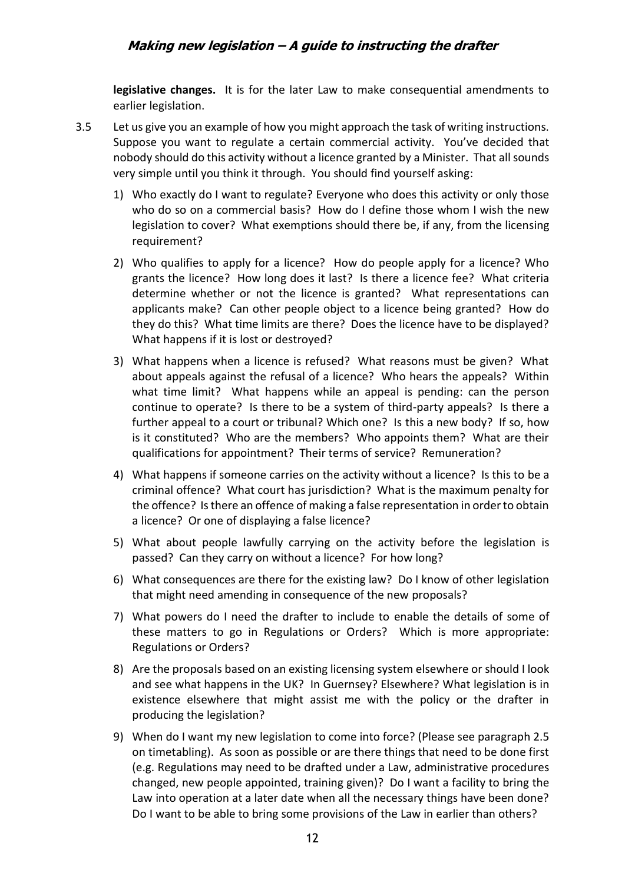**legislative changes.** It is for the later Law to make consequential amendments to earlier legislation.

3.5 Let us give you an example of how you might approach the task of writing instructions. Suppose you want to regulate a certain commercial activity. You've decided that nobody should do this activity without a licence granted by a Minister. That all sounds very simple until you think it through. You should find yourself asking:

1) Who exactly do I want to regulate? Everyone who does this activity or only those who do so on a commercial basis? How do I define those whom I wish the new legislation to cover? What exemptions should there be, if any, from the licensing requirement?

2) Who qualifies to apply for a licence? How do people apply for a licence? Who grants the licence? How long does it last? Is there a licence fee? What criteria determine whether or not the licence is granted? What representations can applicants make? Can other people object to a licence being granted? How do they do this? What time limits are there? Does the licence have to be displayed? What happens if it is lost or destroyed?

3) What happens when a licence is refused? What reasons must be given? What about appeals against the refusal of a licence? Who hears the appeals? Within what time limit? What happens while an appeal is pending: can the person continue to operate? Is there to be a system of third-party appeals? Is there a further appeal to a court or tribunal? Which one? Is this a new body? If so, how is it constituted? Who are the members? Who appoints them? What are their qualifications for appointment? Their terms of service? Remuneration?

4) What happens if someone carries on the activity without a licence? Is this to be a criminal offence? What court has jurisdiction? What is the maximum penalty for the offence? Is there an offence of making a false representation in order to obtain a licence? Or one of displaying a false licence?

5) What about people lawfully carrying on the activity before the legislation is passed? Can they carry on without a licence? For how long?

6) What consequences are there for the existing law? Do I know of other legislation that might need amending in consequence of the new proposals?

7) What powers do I need the drafter to include to enable the details of some of these matters to go in Regulations or Orders? Which is more appropriate: Regulations or Orders?

8) Are the proposals based on an existing licensing system elsewhere or should I look and see what happens in the UK? In Guernsey? Elsewhere? What legislation is in existence elsewhere that might assist me with the policy or the drafter in producing the legislation?

9) When do I want my new legislation to come into force? (Please see paragraph 2.5 on timetabling). As soon as possible or are there things that need to be done first (e.g. Regulations may need to be drafted under a Law, administrative procedures changed, new people appointed, training given)? Do I want a facility to bring the Law into operation at a later date when all the necessary things have been done? Do I want to be able to bring some provisions of the Law in earlier than others?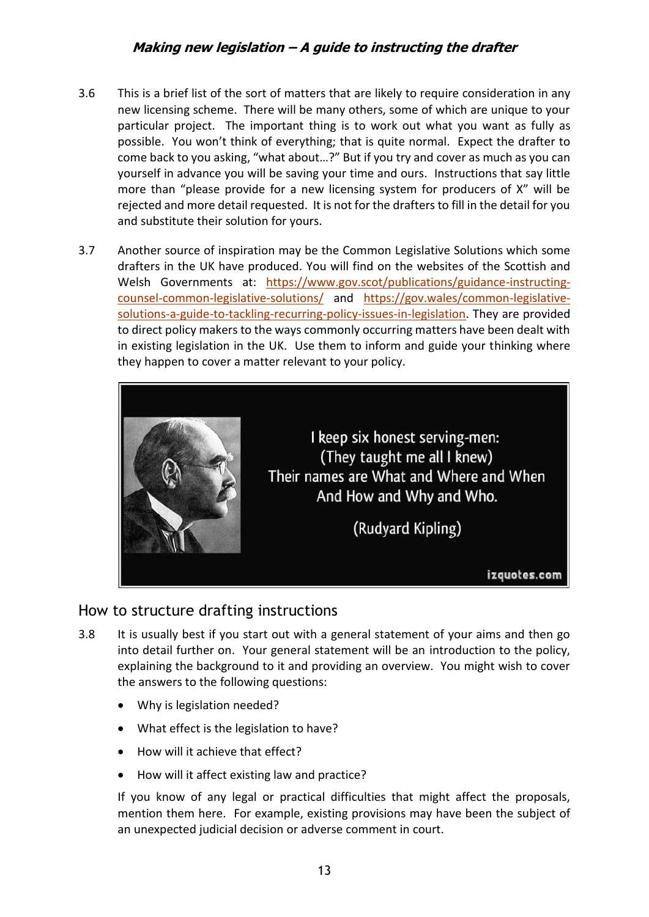3.6 This is a brief list of the sort of matters that are likely to require consideration in any new licensing scheme. There will be many others, some of which are unique to your particular project. The important thing is to work out what you want as fully as possible. You won't think of everything; that is quite normal. Expect the drafter to come back to you asking, "what about…?" But if you try and cover as much as you can yourself in advance you will be saving your time and ours. Instructions that say little more than "please provide for a new licensing system for producers of X" will be rejected and more detail requested. It is not for the drafters to fill in the detail for you and substitute their solution for yours.

3.7 Another source of inspiration may be the Common Legislative Solutions which some drafters in the UK have produced. You will find on the websites of the Scottish and Welsh Governments at: https://www.gov.scot/publications/guidance-instructing-counsel-common-legislative-solutions/ and https://gov.wales/common-legislative-solutions-a-guide-to-tackling-recurring-policy-issues-in-legislation. They are provided to direct policy makers to the ways commonly occurring matters have been dealt with in existing legislation in the UK. Use them to inform and guide your thinking where they happen to cover a matter relevant to your policy.

> I keep six honest serving-men:
> (They taught me all I knew)
> Their names are What and Where and When
> And How and Why and Who.
>
> (Rudyard Kipling)

## How to structure drafting instructions

3.8 It is usually best if you start out with a general statement of your aims and then go into detail further on. Your general statement will be an introduction to the policy, explaining the background to it and providing an overview. You might wish to cover the answers to the following questions:

- Why is legislation needed?
- What effect is the legislation to have?
- How will it achieve that effect?
- How will it affect existing law and practice?

If you know of any legal or practical difficulties that might affect the proposals, mention them here. For example, existing provisions may have been the subject of an unexpected judicial decision or adverse comment in court.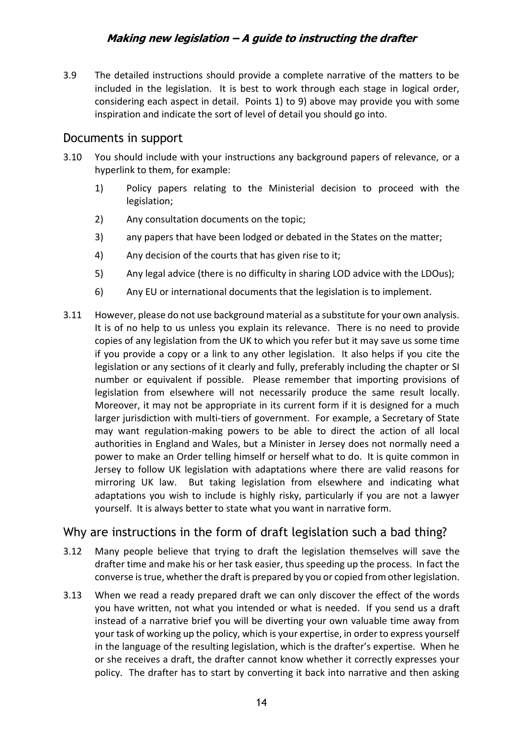3.9 The detailed instructions should provide a complete narrative of the matters to be included in the legislation. It is best to work through each stage in logical order, considering each aspect in detail. Points 1) to 9) above may provide you with some inspiration and indicate the sort of level of detail you should go into.

## Documents in support

3.10 You should include with your instructions any background papers of relevance, or a hyperlink to them, for example:

1) Policy papers relating to the Ministerial decision to proceed with the legislation;
2) Any consultation documents on the topic;
3) any papers that have been lodged or debated in the States on the matter;
4) Any decision of the courts that has given rise to it;
5) Any legal advice (there is no difficulty in sharing LOD advice with the LDOus);
6) Any EU or international documents that the legislation is to implement.

3.11 However, please do not use background material as a substitute for your own analysis. It is of no help to us unless you explain its relevance. There is no need to provide copies of any legislation from the UK to which you refer but it may save us some time if you provide a copy or a link to any other legislation. It also helps if you cite the legislation or any sections of it clearly and fully, preferably including the chapter or SI number or equivalent if possible. Please remember that importing provisions of legislation from elsewhere will not necessarily produce the same result locally. Moreover, it may not be appropriate in its current form if it is designed for a much larger jurisdiction with multi-tiers of government. For example, a Secretary of State may want regulation-making powers to be able to direct the action of all local authorities in England and Wales, but a Minister in Jersey does not normally need a power to make an Order telling himself or herself what to do. It is quite common in Jersey to follow UK legislation with adaptations where there are valid reasons for mirroring UK law. But taking legislation from elsewhere and indicating what adaptations you wish to include is highly risky, particularly if you are not a lawyer yourself. It is always better to state what you want in narrative form.

## Why are instructions in the form of draft legislation such a bad thing?

3.12 Many people believe that trying to draft the legislation themselves will save the drafter time and make his or her task easier, thus speeding up the process. In fact the converse is true, whether the draft is prepared by you or copied from other legislation.

3.13 When we read a ready prepared draft we can only discover the effect of the words you have written, not what you intended or what is needed. If you send us a draft instead of a narrative brief you will be diverting your own valuable time away from your task of working up the policy, which is your expertise, in order to express yourself in the language of the resulting legislation, which is the drafter's expertise. When he or she receives a draft, the drafter cannot know whether it correctly expresses your policy. The drafter has to start by converting it back into narrative and then asking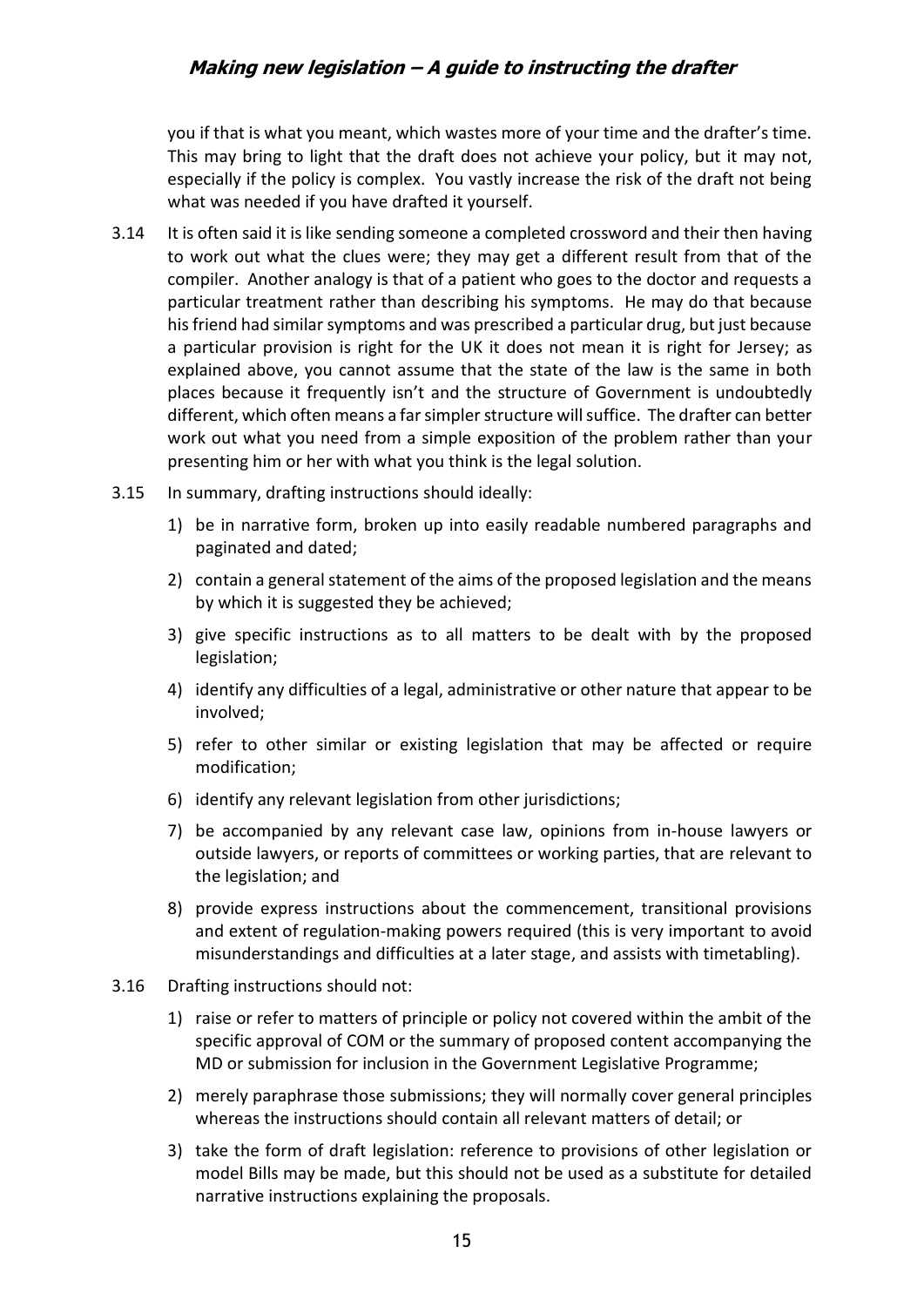you if that is what you meant, which wastes more of your time and the drafter's time. This may bring to light that the draft does not achieve your policy, but it may not, especially if the policy is complex. You vastly increase the risk of the draft not being what was needed if you have drafted it yourself.

3.14 It is often said it is like sending someone a completed crossword and their then having to work out what the clues were; they may get a different result from that of the compiler. Another analogy is that of a patient who goes to the doctor and requests a particular treatment rather than describing his symptoms. He may do that because his friend had similar symptoms and was prescribed a particular drug, but just because a particular provision is right for the UK it does not mean it is right for Jersey; as explained above, you cannot assume that the state of the law is the same in both places because it frequently isn't and the structure of Government is undoubtedly different, which often means a far simpler structure will suffice. The drafter can better work out what you need from a simple exposition of the problem rather than your presenting him or her with what you think is the legal solution.

3.15 In summary, drafting instructions should ideally:

1) be in narrative form, broken up into easily readable numbered paragraphs and paginated and dated;
2) contain a general statement of the aims of the proposed legislation and the means by which it is suggested they be achieved;
3) give specific instructions as to all matters to be dealt with by the proposed legislation;
4) identify any difficulties of a legal, administrative or other nature that appear to be involved;
5) refer to other similar or existing legislation that may be affected or require modification;
6) identify any relevant legislation from other jurisdictions;
7) be accompanied by any relevant case law, opinions from in-house lawyers or outside lawyers, or reports of committees or working parties, that are relevant to the legislation; and
8) provide express instructions about the commencement, transitional provisions and extent of regulation-making powers required (this is very important to avoid misunderstandings and difficulties at a later stage, and assists with timetabling).

3.16 Drafting instructions should not:

1) raise or refer to matters of principle or policy not covered within the ambit of the specific approval of COM or the summary of proposed content accompanying the MD or submission for inclusion in the Government Legislative Programme;
2) merely paraphrase those submissions; they will normally cover general principles whereas the instructions should contain all relevant matters of detail; or
3) take the form of draft legislation: reference to provisions of other legislation or model Bills may be made, but this should not be used as a substitute for detailed narrative instructions explaining the proposals.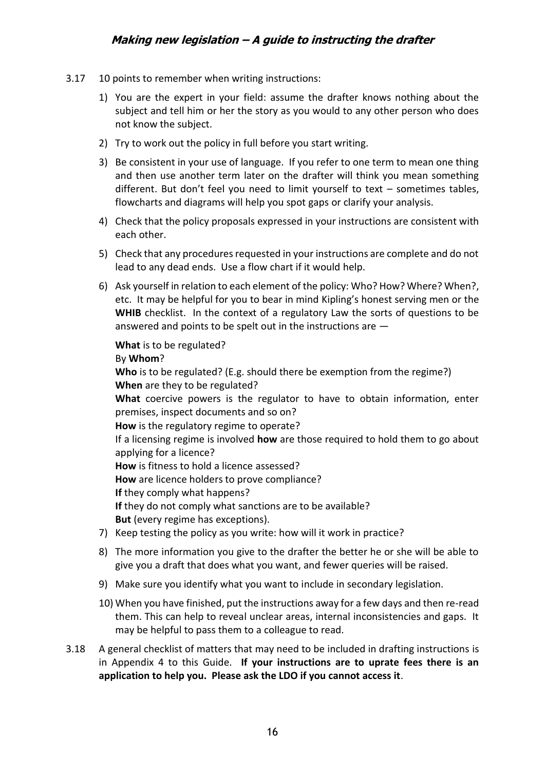3.17 10 points to remember when writing instructions:

1) You are the expert in your field: assume the drafter knows nothing about the subject and tell him or her the story as you would to any other person who does not know the subject.
2) Try to work out the policy in full before you start writing.
3) Be consistent in your use of language. If you refer to one term to mean one thing and then use another term later on the drafter will think you mean something different. But don't feel you need to limit yourself to text – sometimes tables, flowcharts and diagrams will help you spot gaps or clarify your analysis.
4) Check that the policy proposals expressed in your instructions are consistent with each other.
5) Check that any procedures requested in your instructions are complete and do not lead to any dead ends. Use a flow chart if it would help.
6) Ask yourself in relation to each element of the policy: Who? How? Where? When?, etc. It may be helpful for you to bear in mind Kipling's honest serving men or the **WHIB** checklist. In the context of a regulatory Law the sorts of questions to be answered and points to be spelt out in the instructions are —

   **What** is to be regulated?
   By **Whom**?
   **Who** is to be regulated? (E.g. should there be exemption from the regime?)
   **When** are they to be regulated?
   **What** coercive powers is the regulator to have to obtain information, enter premises, inspect documents and so on?
   **How** is the regulatory regime to operate?
   If a licensing regime is involved **how** are those required to hold them to go about applying for a licence?
   **How** is fitness to hold a licence assessed?
   **How** are licence holders to prove compliance?
   **If** they comply what happens?
   **If** they do not comply what sanctions are to be available?
   **But** (every regime has exceptions).
7) Keep testing the policy as you write: how will it work in practice?
8) The more information you give to the drafter the better he or she will be able to give you a draft that does what you want, and fewer queries will be raised.
9) Make sure you identify what you want to include in secondary legislation.
10) When you have finished, put the instructions away for a few days and then re-read them. This can help to reveal unclear areas, internal inconsistencies and gaps. It may be helpful to pass them to a colleague to read.

3.18 A general checklist of matters that may need to be included in drafting instructions is in Appendix 4 to this Guide. **If your instructions are to uprate fees there is an application to help you. Please ask the LDO if you cannot access it**.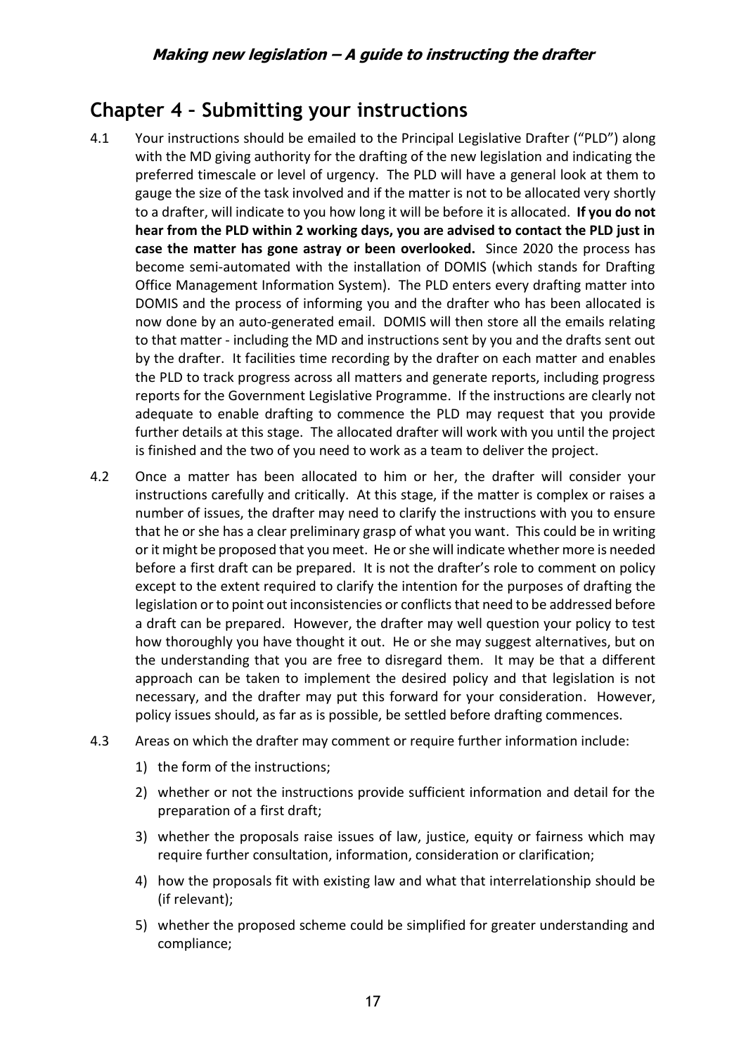## Chapter 4 – Submitting your instructions

4.1 Your instructions should be emailed to the Principal Legislative Drafter ("PLD") along with the MD giving authority for the drafting of the new legislation and indicating the preferred timescale or level of urgency. The PLD will have a general look at them to gauge the size of the task involved and if the matter is not to be allocated very shortly to a drafter, will indicate to you how long it will be before it is allocated. **If you do not hear from the PLD within 2 working days, you are advised to contact the PLD just in case the matter has gone astray or been overlooked.** Since 2020 the process has become semi-automated with the installation of DOMIS (which stands for Drafting Office Management Information System). The PLD enters every drafting matter into DOMIS and the process of informing you and the drafter who has been allocated is now done by an auto-generated email. DOMIS will then store all the emails relating to that matter - including the MD and instructions sent by you and the drafts sent out by the drafter. It facilities time recording by the drafter on each matter and enables the PLD to track progress across all matters and generate reports, including progress reports for the Government Legislative Programme. If the instructions are clearly not adequate to enable drafting to commence the PLD may request that you provide further details at this stage. The allocated drafter will work with you until the project is finished and the two of you need to work as a team to deliver the project.

4.2 Once a matter has been allocated to him or her, the drafter will consider your instructions carefully and critically. At this stage, if the matter is complex or raises a number of issues, the drafter may need to clarify the instructions with you to ensure that he or she has a clear preliminary grasp of what you want. This could be in writing or it might be proposed that you meet. He or she will indicate whether more is needed before a first draft can be prepared. It is not the drafter's role to comment on policy except to the extent required to clarify the intention for the purposes of drafting the legislation or to point out inconsistencies or conflicts that need to be addressed before a draft can be prepared. However, the drafter may well question your policy to test how thoroughly you have thought it out. He or she may suggest alternatives, but on the understanding that you are free to disregard them. It may be that a different approach can be taken to implement the desired policy and that legislation is not necessary, and the drafter may put this forward for your consideration. However, policy issues should, as far as is possible, be settled before drafting commences.

4.3 Areas on which the drafter may comment or require further information include:

1) the form of the instructions;
2) whether or not the instructions provide sufficient information and detail for the preparation of a first draft;
3) whether the proposals raise issues of law, justice, equity or fairness which may require further consultation, information, consideration or clarification;
4) how the proposals fit with existing law and what that interrelationship should be (if relevant);
5) whether the proposed scheme could be simplified for greater understanding and compliance;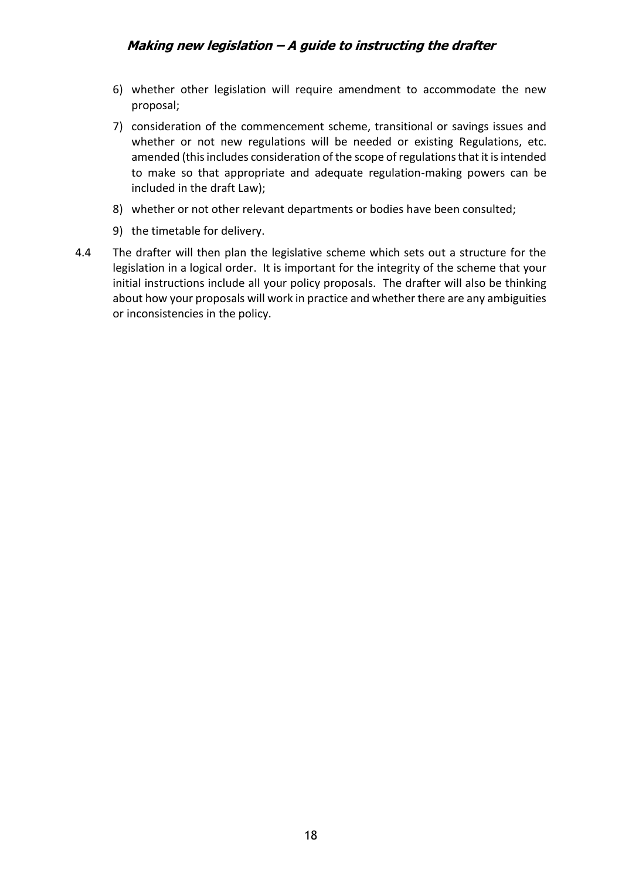6) whether other legislation will require amendment to accommodate the new proposal;

7) consideration of the commencement scheme, transitional or savings issues and whether or not new regulations will be needed or existing Regulations, etc. amended (this includes consideration of the scope of regulations that it is intended to make so that appropriate and adequate regulation-making powers can be included in the draft Law);

8) whether or not other relevant departments or bodies have been consulted;

9) the timetable for delivery.

4.4 The drafter will then plan the legislative scheme which sets out a structure for the legislation in a logical order. It is important for the integrity of the scheme that your initial instructions include all your policy proposals. The drafter will also be thinking about how your proposals will work in practice and whether there are any ambiguities or inconsistencies in the policy.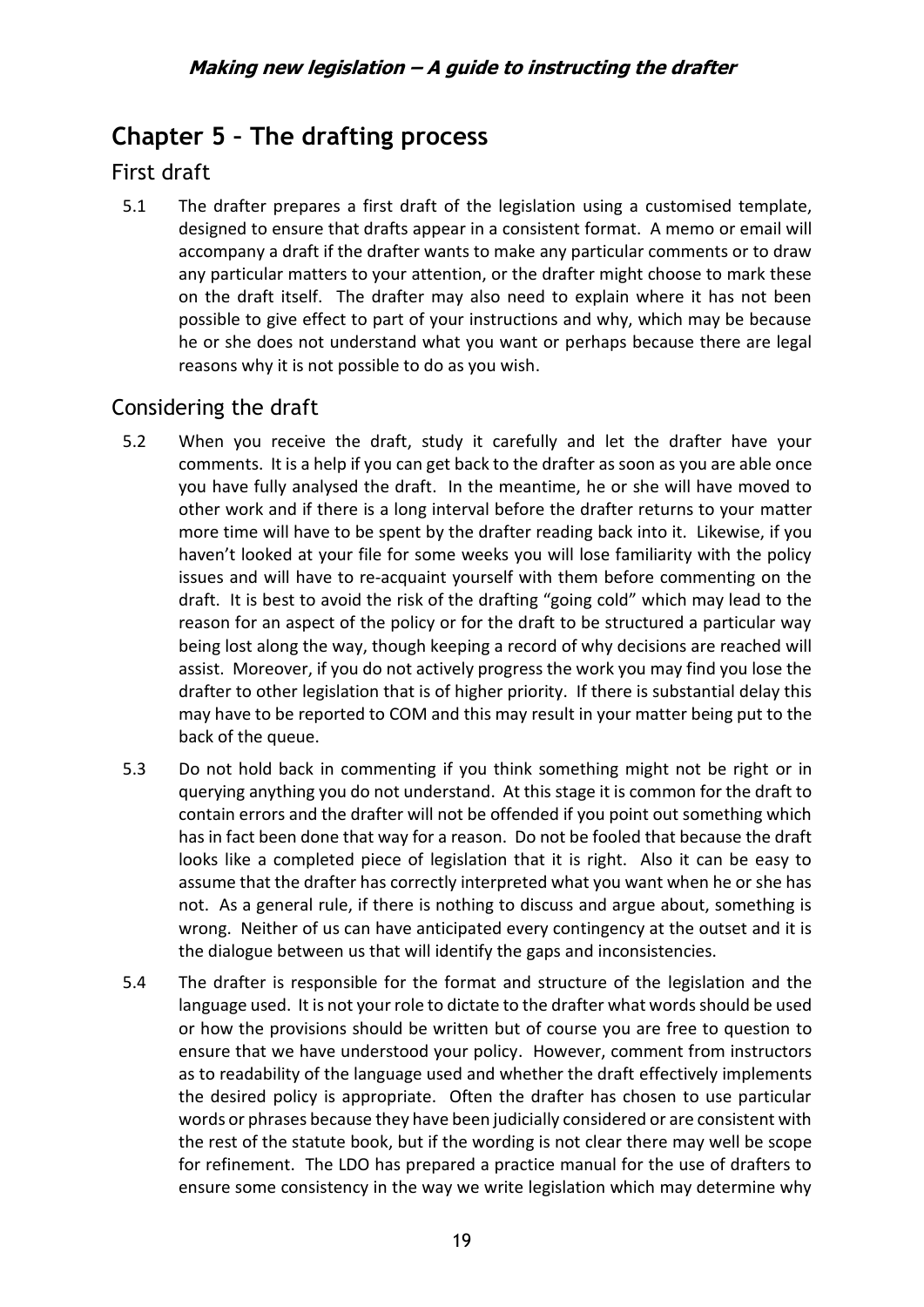# Chapter 5 – The drafting process

## First draft

5.1 The drafter prepares a first draft of the legislation using a customised template, designed to ensure that drafts appear in a consistent format. A memo or email will accompany a draft if the drafter wants to make any particular comments or to draw any particular matters to your attention, or the drafter might choose to mark these on the draft itself. The drafter may also need to explain where it has not been possible to give effect to part of your instructions and why, which may be because he or she does not understand what you want or perhaps because there are legal reasons why it is not possible to do as you wish.

## Considering the draft

5.2 When you receive the draft, study it carefully and let the drafter have your comments. It is a help if you can get back to the drafter as soon as you are able once you have fully analysed the draft. In the meantime, he or she will have moved to other work and if there is a long interval before the drafter returns to your matter more time will have to be spent by the drafter reading back into it. Likewise, if you haven't looked at your file for some weeks you will lose familiarity with the policy issues and will have to re-acquaint yourself with them before commenting on the draft. It is best to avoid the risk of the drafting "going cold" which may lead to the reason for an aspect of the policy or for the draft to be structured a particular way being lost along the way, though keeping a record of why decisions are reached will assist. Moreover, if you do not actively progress the work you may find you lose the drafter to other legislation that is of higher priority. If there is substantial delay this may have to be reported to COM and this may result in your matter being put to the back of the queue.

5.3 Do not hold back in commenting if you think something might not be right or in querying anything you do not understand. At this stage it is common for the draft to contain errors and the drafter will not be offended if you point out something which has in fact been done that way for a reason. Do not be fooled that because the draft looks like a completed piece of legislation that it is right. Also it can be easy to assume that the drafter has correctly interpreted what you want when he or she has not. As a general rule, if there is nothing to discuss and argue about, something is wrong. Neither of us can have anticipated every contingency at the outset and it is the dialogue between us that will identify the gaps and inconsistencies.

5.4 The drafter is responsible for the format and structure of the legislation and the language used. It is not your role to dictate to the drafter what words should be used or how the provisions should be written but of course you are free to question to ensure that we have understood your policy. However, comment from instructors as to readability of the language used and whether the draft effectively implements the desired policy is appropriate. Often the drafter has chosen to use particular words or phrases because they have been judicially considered or are consistent with the rest of the statute book, but if the wording is not clear there may well be scope for refinement. The LDO has prepared a practice manual for the use of drafters to ensure some consistency in the way we write legislation which may determine why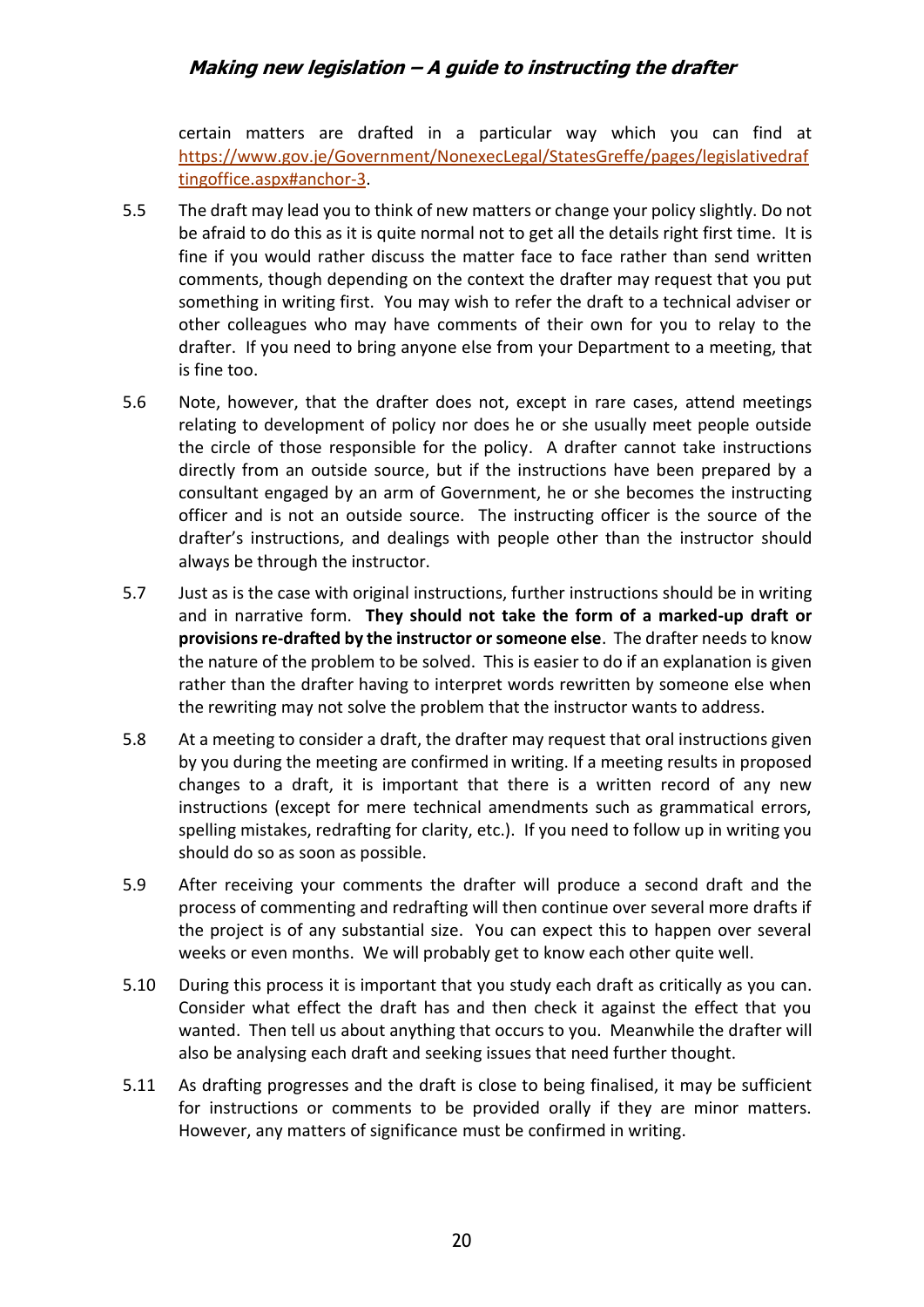certain matters are drafted in a particular way which you can find at https://www.gov.je/Government/NonexecLegal/StatesGreffe/pages/legislativedraftingoffice.aspx#anchor-3.

5.5 The draft may lead you to think of new matters or change your policy slightly. Do not be afraid to do this as it is quite normal not to get all the details right first time. It is fine if you would rather discuss the matter face to face rather than send written comments, though depending on the context the drafter may request that you put something in writing first. You may wish to refer the draft to a technical adviser or other colleagues who may have comments of their own for you to relay to the drafter. If you need to bring anyone else from your Department to a meeting, that is fine too.

5.6 Note, however, that the drafter does not, except in rare cases, attend meetings relating to development of policy nor does he or she usually meet people outside the circle of those responsible for the policy. A drafter cannot take instructions directly from an outside source, but if the instructions have been prepared by a consultant engaged by an arm of Government, he or she becomes the instructing officer and is not an outside source. The instructing officer is the source of the drafter's instructions, and dealings with people other than the instructor should always be through the instructor.

5.7 Just as is the case with original instructions, further instructions should be in writing and in narrative form. **They should not take the form of a marked-up draft or provisions re-drafted by the instructor or someone else**. The drafter needs to know the nature of the problem to be solved. This is easier to do if an explanation is given rather than the drafter having to interpret words rewritten by someone else when the rewriting may not solve the problem that the instructor wants to address.

5.8 At a meeting to consider a draft, the drafter may request that oral instructions given by you during the meeting are confirmed in writing. If a meeting results in proposed changes to a draft, it is important that there is a written record of any new instructions (except for mere technical amendments such as grammatical errors, spelling mistakes, redrafting for clarity, etc.). If you need to follow up in writing you should do so as soon as possible.

5.9 After receiving your comments the drafter will produce a second draft and the process of commenting and redrafting will then continue over several more drafts if the project is of any substantial size. You can expect this to happen over several weeks or even months. We will probably get to know each other quite well.

5.10 During this process it is important that you study each draft as critically as you can. Consider what effect the draft has and then check it against the effect that you wanted. Then tell us about anything that occurs to you. Meanwhile the drafter will also be analysing each draft and seeking issues that need further thought.

5.11 As drafting progresses and the draft is close to being finalised, it may be sufficient for instructions or comments to be provided orally if they are minor matters. However, any matters of significance must be confirmed in writing.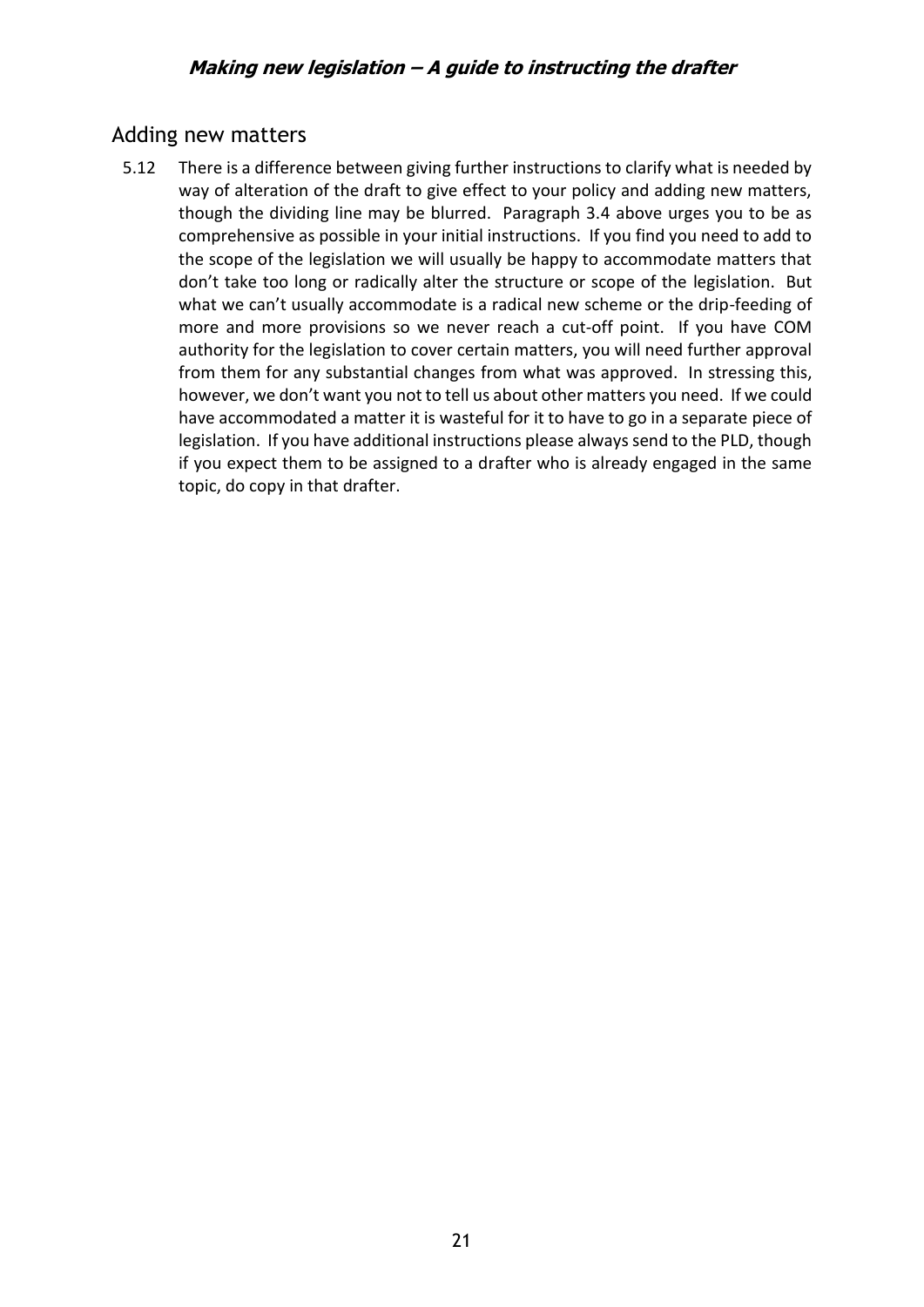## Adding new matters

5.12 There is a difference between giving further instructions to clarify what is needed by way of alteration of the draft to give effect to your policy and adding new matters, though the dividing line may be blurred. Paragraph 3.4 above urges you to be as comprehensive as possible in your initial instructions. If you find you need to add to the scope of the legislation we will usually be happy to accommodate matters that don't take too long or radically alter the structure or scope of the legislation. But what we can't usually accommodate is a radical new scheme or the drip-feeding of more and more provisions so we never reach a cut-off point. If you have COM authority for the legislation to cover certain matters, you will need further approval from them for any substantial changes from what was approved. In stressing this, however, we don't want you not to tell us about other matters you need. If we could have accommodated a matter it is wasteful for it to have to go in a separate piece of legislation. If you have additional instructions please always send to the PLD, though if you expect them to be assigned to a drafter who is already engaged in the same topic, do copy in that drafter.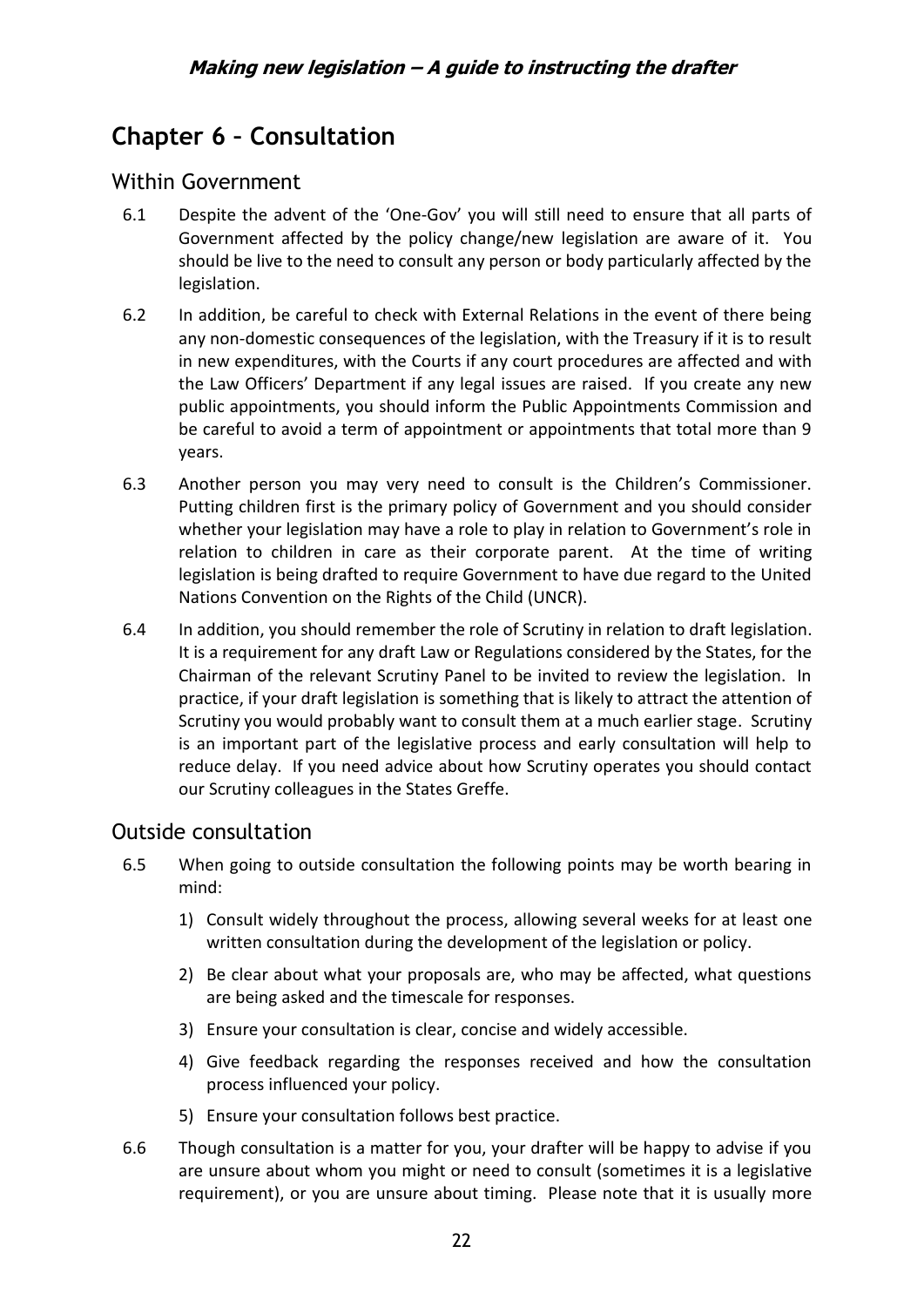# Chapter 6 – Consultation

## Within Government

6.1 Despite the advent of the 'One-Gov' you will still need to ensure that all parts of Government affected by the policy change/new legislation are aware of it. You should be live to the need to consult any person or body particularly affected by the legislation.

6.2 In addition, be careful to check with External Relations in the event of there being any non-domestic consequences of the legislation, with the Treasury if it is to result in new expenditures, with the Courts if any court procedures are affected and with the Law Officers' Department if any legal issues are raised. If you create any new public appointments, you should inform the Public Appointments Commission and be careful to avoid a term of appointment or appointments that total more than 9 years.

6.3 Another person you may very need to consult is the Children's Commissioner. Putting children first is the primary policy of Government and you should consider whether your legislation may have a role to play in relation to Government's role in relation to children in care as their corporate parent. At the time of writing legislation is being drafted to require Government to have due regard to the United Nations Convention on the Rights of the Child (UNCR).

6.4 In addition, you should remember the role of Scrutiny in relation to draft legislation. It is a requirement for any draft Law or Regulations considered by the States, for the Chairman of the relevant Scrutiny Panel to be invited to review the legislation. In practice, if your draft legislation is something that is likely to attract the attention of Scrutiny you would probably want to consult them at a much earlier stage. Scrutiny is an important part of the legislative process and early consultation will help to reduce delay. If you need advice about how Scrutiny operates you should contact our Scrutiny colleagues in the States Greffe.

## Outside consultation

6.5 When going to outside consultation the following points may be worth bearing in mind:

1) Consult widely throughout the process, allowing several weeks for at least one written consultation during the development of the legislation or policy.
2) Be clear about what your proposals are, who may be affected, what questions are being asked and the timescale for responses.
3) Ensure your consultation is clear, concise and widely accessible.
4) Give feedback regarding the responses received and how the consultation process influenced your policy.
5) Ensure your consultation follows best practice.

6.6 Though consultation is a matter for you, your drafter will be happy to advise if you are unsure about whom you might or need to consult (sometimes it is a legislative requirement), or you are unsure about timing. Please note that it is usually more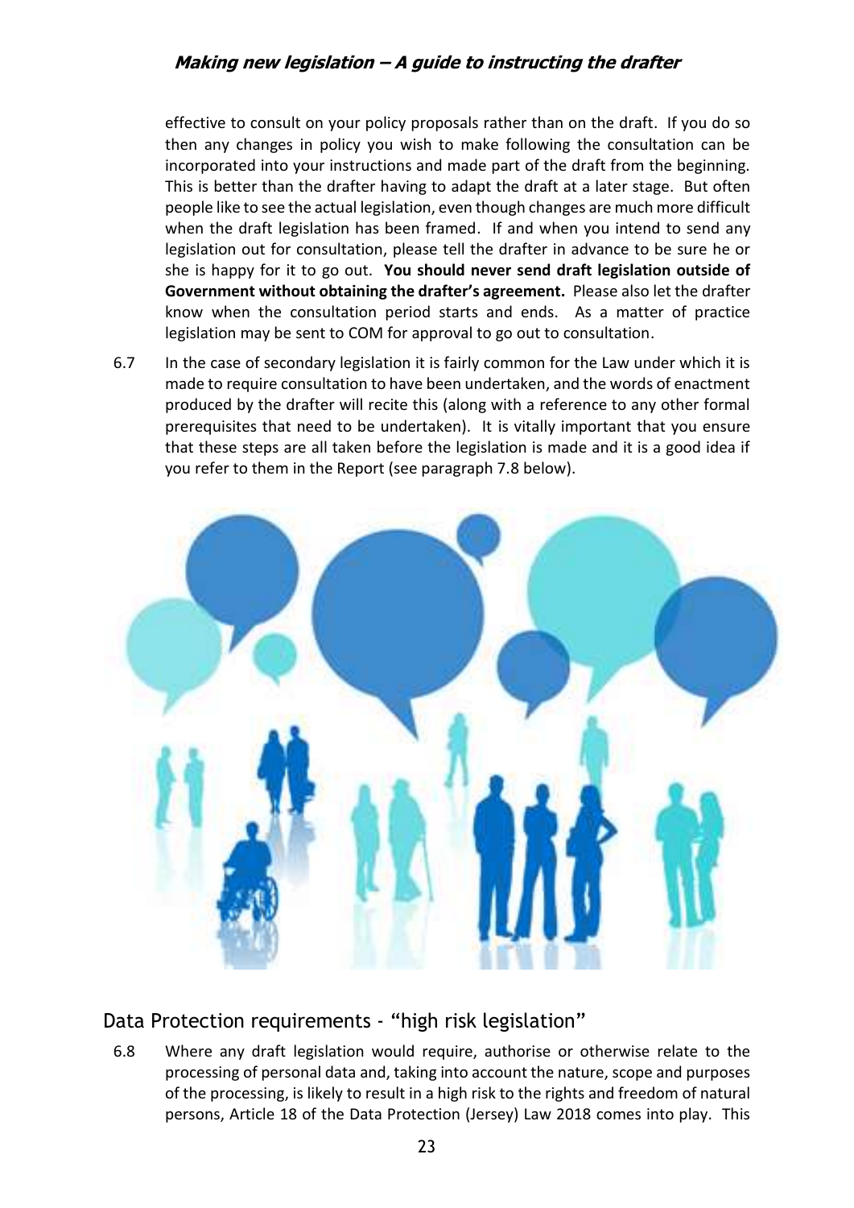effective to consult on your policy proposals rather than on the draft. If you do so then any changes in policy you wish to make following the consultation can be incorporated into your instructions and made part of the draft from the beginning. This is better than the drafter having to adapt the draft at a later stage. But often people like to see the actual legislation, even though changes are much more difficult when the draft legislation has been framed. If and when you intend to send any legislation out for consultation, please tell the drafter in advance to be sure he or she is happy for it to go out. **You should never send draft legislation outside of Government without obtaining the drafter's agreement.** Please also let the drafter know when the consultation period starts and ends. As a matter of practice legislation may be sent to COM for approval to go out to consultation.

6.7 In the case of secondary legislation it is fairly common for the Law under which it is made to require consultation to have been undertaken, and the words of enactment produced by the drafter will recite this (along with a reference to any other formal prerequisites that need to be undertaken). It is vitally important that you ensure that these steps are all taken before the legislation is made and it is a good idea if you refer to them in the Report (see paragraph 7.8 below).

## Data Protection requirements - "high risk legislation"

6.8 Where any draft legislation would require, authorise or otherwise relate to the processing of personal data and, taking into account the nature, scope and purposes of the processing, is likely to result in a high risk to the rights and freedom of natural persons, Article 18 of the Data Protection (Jersey) Law 2018 comes into play. This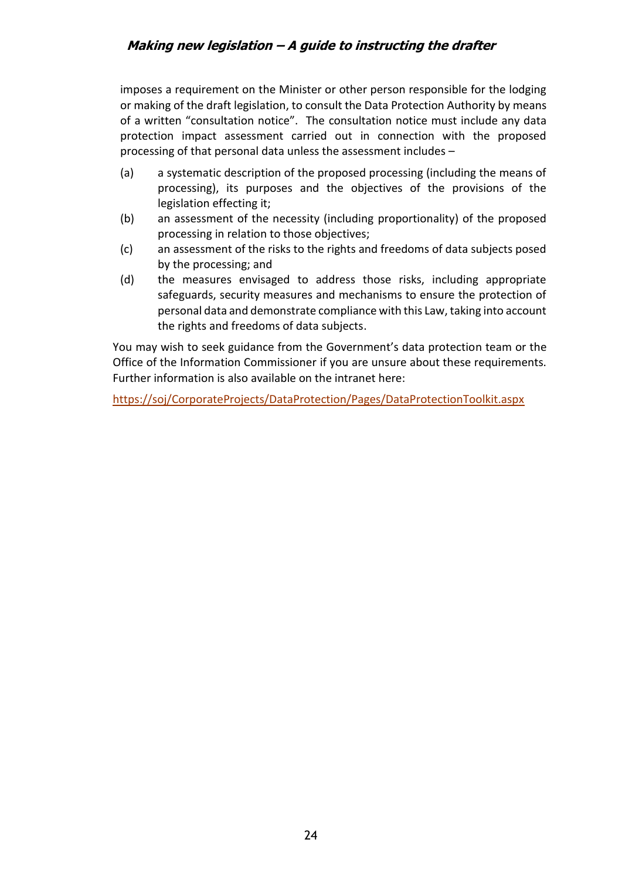imposes a requirement on the Minister or other person responsible for the lodging or making of the draft legislation, to consult the Data Protection Authority by means of a written "consultation notice". The consultation notice must include any data protection impact assessment carried out in connection with the proposed processing of that personal data unless the assessment includes –

(a) a systematic description of the proposed processing (including the means of processing), its purposes and the objectives of the provisions of the legislation effecting it;

(b) an assessment of the necessity (including proportionality) of the proposed processing in relation to those objectives;

(c) an assessment of the risks to the rights and freedoms of data subjects posed by the processing; and

(d) the measures envisaged to address those risks, including appropriate safeguards, security measures and mechanisms to ensure the protection of personal data and demonstrate compliance with this Law, taking into account the rights and freedoms of data subjects.

You may wish to seek guidance from the Government's data protection team or the Office of the Information Commissioner if you are unsure about these requirements. Further information is also available on the intranet here:

https://soj/CorporateProjects/DataProtection/Pages/DataProtectionToolkit.aspx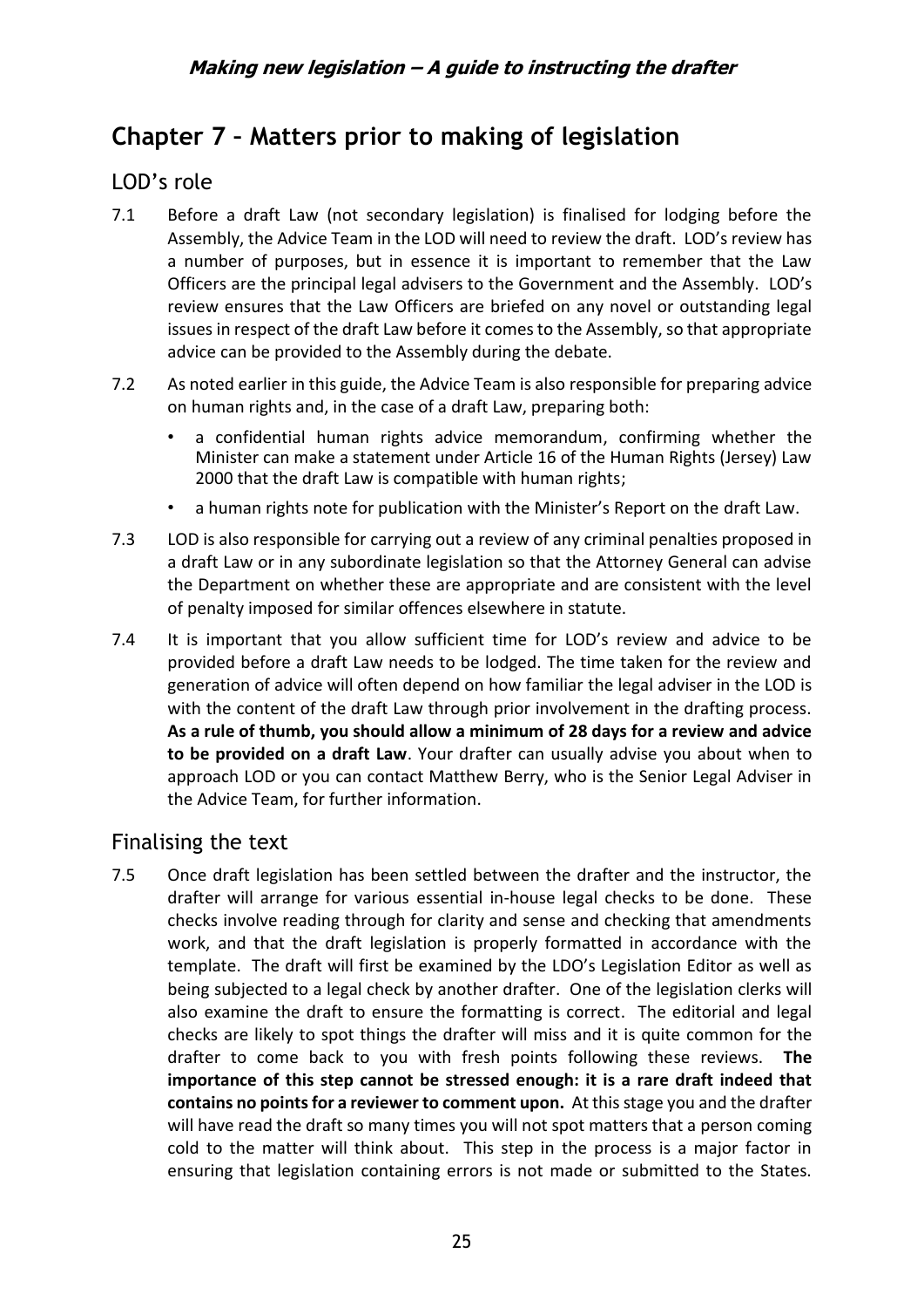# Chapter 7 – Matters prior to making of legislation

## LOD's role

7.1 Before a draft Law (not secondary legislation) is finalised for lodging before the Assembly, the Advice Team in the LOD will need to review the draft. LOD's review has a number of purposes, but in essence it is important to remember that the Law Officers are the principal legal advisers to the Government and the Assembly. LOD's review ensures that the Law Officers are briefed on any novel or outstanding legal issues in respect of the draft Law before it comes to the Assembly, so that appropriate advice can be provided to the Assembly during the debate.

7.2 As noted earlier in this guide, the Advice Team is also responsible for preparing advice on human rights and, in the case of a draft Law, preparing both:

- a confidential human rights advice memorandum, confirming whether the Minister can make a statement under Article 16 of the Human Rights (Jersey) Law 2000 that the draft Law is compatible with human rights;
- a human rights note for publication with the Minister's Report on the draft Law.

7.3 LOD is also responsible for carrying out a review of any criminal penalties proposed in a draft Law or in any subordinate legislation so that the Attorney General can advise the Department on whether these are appropriate and are consistent with the level of penalty imposed for similar offences elsewhere in statute.

7.4 It is important that you allow sufficient time for LOD's review and advice to be provided before a draft Law needs to be lodged. The time taken for the review and generation of advice will often depend on how familiar the legal adviser in the LOD is with the content of the draft Law through prior involvement in the drafting process. **As a rule of thumb, you should allow a minimum of 28 days for a review and advice to be provided on a draft Law**. Your drafter can usually advise you about when to approach LOD or you can contact Matthew Berry, who is the Senior Legal Adviser in the Advice Team, for further information.

## Finalising the text

7.5 Once draft legislation has been settled between the drafter and the instructor, the drafter will arrange for various essential in-house legal checks to be done. These checks involve reading through for clarity and sense and checking that amendments work, and that the draft legislation is properly formatted in accordance with the template. The draft will first be examined by the LDO's Legislation Editor as well as being subjected to a legal check by another drafter. One of the legislation clerks will also examine the draft to ensure the formatting is correct. The editorial and legal checks are likely to spot things the drafter will miss and it is quite common for the drafter to come back to you with fresh points following these reviews. **The importance of this step cannot be stressed enough: it is a rare draft indeed that contains no points for a reviewer to comment upon.** At this stage you and the drafter will have read the draft so many times you will not spot matters that a person coming cold to the matter will think about. This step in the process is a major factor in ensuring that legislation containing errors is not made or submitted to the States.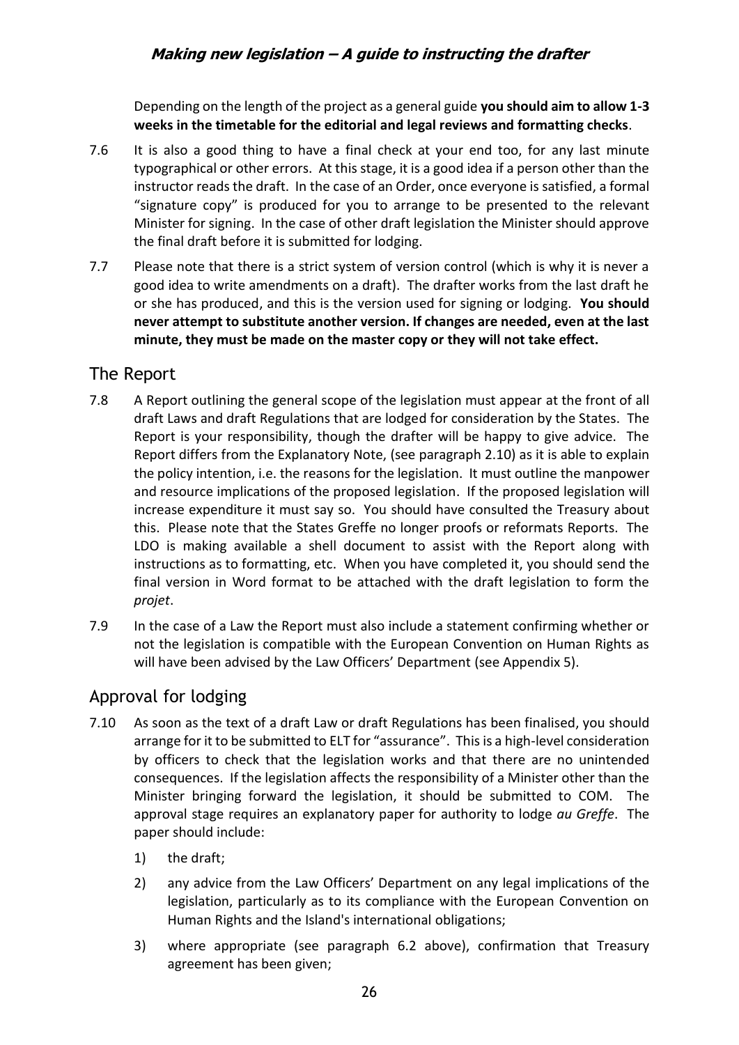Depending on the length of the project as a general guide **you should aim to allow 1-3 weeks in the timetable for the editorial and legal reviews and formatting checks**.

7.6 It is also a good thing to have a final check at your end too, for any last minute typographical or other errors. At this stage, it is a good idea if a person other than the instructor reads the draft. In the case of an Order, once everyone is satisfied, a formal "signature copy" is produced for you to arrange to be presented to the relevant Minister for signing. In the case of other draft legislation the Minister should approve the final draft before it is submitted for lodging.

7.7 Please note that there is a strict system of version control (which is why it is never a good idea to write amendments on a draft). The drafter works from the last draft he or she has produced, and this is the version used for signing or lodging. **You should never attempt to substitute another version. If changes are needed, even at the last minute, they must be made on the master copy or they will not take effect.**

## The Report

7.8 A Report outlining the general scope of the legislation must appear at the front of all draft Laws and draft Regulations that are lodged for consideration by the States. The Report is your responsibility, though the drafter will be happy to give advice. The Report differs from the Explanatory Note, (see paragraph 2.10) as it is able to explain the policy intention, i.e. the reasons for the legislation. It must outline the manpower and resource implications of the proposed legislation. If the proposed legislation will increase expenditure it must say so. You should have consulted the Treasury about this. Please note that the States Greffe no longer proofs or reformats Reports. The LDO is making available a shell document to assist with the Report along with instructions as to formatting, etc. When you have completed it, you should send the final version in Word format to be attached with the draft legislation to form the *projet*.

7.9 In the case of a Law the Report must also include a statement confirming whether or not the legislation is compatible with the European Convention on Human Rights as will have been advised by the Law Officers' Department (see Appendix 5).

## Approval for lodging

7.10 As soon as the text of a draft Law or draft Regulations has been finalised, you should arrange for it to be submitted to ELT for "assurance". This is a high-level consideration by officers to check that the legislation works and that there are no unintended consequences. If the legislation affects the responsibility of a Minister other than the Minister bringing forward the legislation, it should be submitted to COM. The approval stage requires an explanatory paper for authority to lodge *au Greffe*. The paper should include:

1) the draft;
2) any advice from the Law Officers' Department on any legal implications of the legislation, particularly as to its compliance with the European Convention on Human Rights and the Island's international obligations;
3) where appropriate (see paragraph 6.2 above), confirmation that Treasury agreement has been given;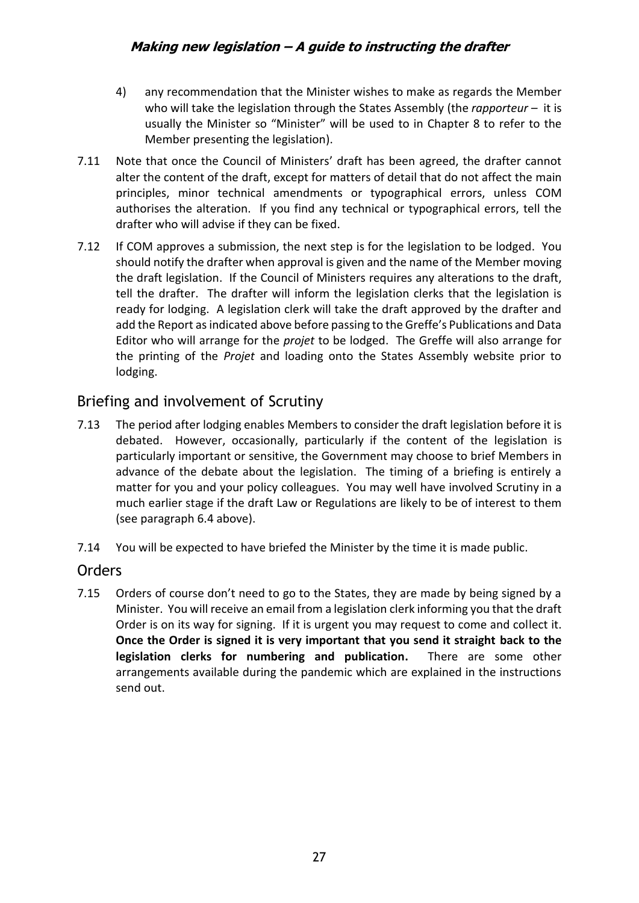4) any recommendation that the Minister wishes to make as regards the Member who will take the legislation through the States Assembly (the *rapporteur* – it is usually the Minister so "Minister" will be used to in Chapter 8 to refer to the Member presenting the legislation).

7.11 Note that once the Council of Ministers' draft has been agreed, the drafter cannot alter the content of the draft, except for matters of detail that do not affect the main principles, minor technical amendments or typographical errors, unless COM authorises the alteration. If you find any technical or typographical errors, tell the drafter who will advise if they can be fixed.

7.12 If COM approves a submission, the next step is for the legislation to be lodged. You should notify the drafter when approval is given and the name of the Member moving the draft legislation. If the Council of Ministers requires any alterations to the draft, tell the drafter. The drafter will inform the legislation clerks that the legislation is ready for lodging. A legislation clerk will take the draft approved by the drafter and add the Report as indicated above before passing to the Greffe's Publications and Data Editor who will arrange for the *projet* to be lodged. The Greffe will also arrange for the printing of the *Projet* and loading onto the States Assembly website prior to lodging.

## Briefing and involvement of Scrutiny

7.13 The period after lodging enables Members to consider the draft legislation before it is debated. However, occasionally, particularly if the content of the legislation is particularly important or sensitive, the Government may choose to brief Members in advance of the debate about the legislation. The timing of a briefing is entirely a matter for you and your policy colleagues. You may well have involved Scrutiny in a much earlier stage if the draft Law or Regulations are likely to be of interest to them (see paragraph 6.4 above).

7.14 You will be expected to have briefed the Minister by the time it is made public.

## Orders

7.15 Orders of course don't need to go to the States, they are made by being signed by a Minister. You will receive an email from a legislation clerk informing you that the draft Order is on its way for signing. If it is urgent you may request to come and collect it. **Once the Order is signed it is very important that you send it straight back to the legislation clerks for numbering and publication.** There are some other arrangements available during the pandemic which are explained in the instructions send out.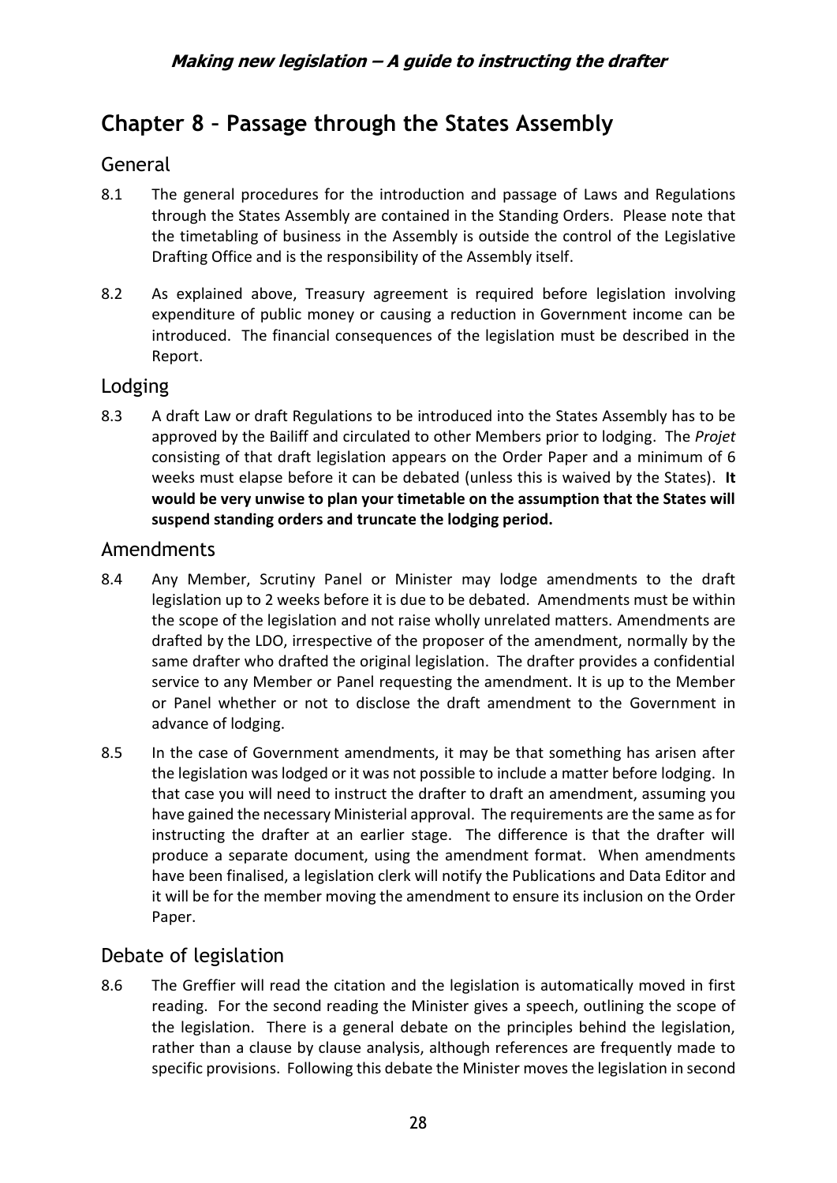# Chapter 8 – Passage through the States Assembly

## General

8.1 The general procedures for the introduction and passage of Laws and Regulations through the States Assembly are contained in the Standing Orders. Please note that the timetabling of business in the Assembly is outside the control of the Legislative Drafting Office and is the responsibility of the Assembly itself.

8.2 As explained above, Treasury agreement is required before legislation involving expenditure of public money or causing a reduction in Government income can be introduced. The financial consequences of the legislation must be described in the Report.

## Lodging

8.3 A draft Law or draft Regulations to be introduced into the States Assembly has to be approved by the Bailiff and circulated to other Members prior to lodging. The *Projet* consisting of that draft legislation appears on the Order Paper and a minimum of 6 weeks must elapse before it can be debated (unless this is waived by the States). **It would be very unwise to plan your timetable on the assumption that the States will suspend standing orders and truncate the lodging period.**

## Amendments

8.4 Any Member, Scrutiny Panel or Minister may lodge amendments to the draft legislation up to 2 weeks before it is due to be debated. Amendments must be within the scope of the legislation and not raise wholly unrelated matters. Amendments are drafted by the LDO, irrespective of the proposer of the amendment, normally by the same drafter who drafted the original legislation. The drafter provides a confidential service to any Member or Panel requesting the amendment. It is up to the Member or Panel whether or not to disclose the draft amendment to the Government in advance of lodging.

8.5 In the case of Government amendments, it may be that something has arisen after the legislation was lodged or it was not possible to include a matter before lodging. In that case you will need to instruct the drafter to draft an amendment, assuming you have gained the necessary Ministerial approval. The requirements are the same as for instructing the drafter at an earlier stage. The difference is that the drafter will produce a separate document, using the amendment format. When amendments have been finalised, a legislation clerk will notify the Publications and Data Editor and it will be for the member moving the amendment to ensure its inclusion on the Order Paper.

## Debate of legislation

8.6 The Greffier will read the citation and the legislation is automatically moved in first reading. For the second reading the Minister gives a speech, outlining the scope of the legislation. There is a general debate on the principles behind the legislation, rather than a clause by clause analysis, although references are frequently made to specific provisions. Following this debate the Minister moves the legislation in second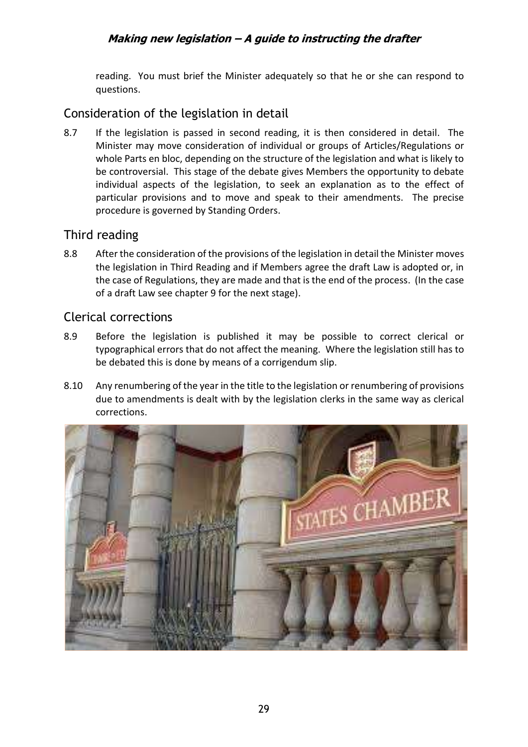reading. You must brief the Minister adequately so that he or she can respond to questions.

## Consideration of the legislation in detail

8.7 If the legislation is passed in second reading, it is then considered in detail. The Minister may move consideration of individual or groups of Articles/Regulations or whole Parts en bloc, depending on the structure of the legislation and what is likely to be controversial. This stage of the debate gives Members the opportunity to debate individual aspects of the legislation, to seek an explanation as to the effect of particular provisions and to move and speak to their amendments. The precise procedure is governed by Standing Orders.

## Third reading

8.8 After the consideration of the provisions of the legislation in detail the Minister moves the legislation in Third Reading and if Members agree the draft Law is adopted or, in the case of Regulations, they are made and that is the end of the process. (In the case of a draft Law see chapter 9 for the next stage).

## Clerical corrections

8.9 Before the legislation is published it may be possible to correct clerical or typographical errors that do not affect the meaning. Where the legislation still has to be debated this is done by means of a corrigendum slip.

8.10 Any renumbering of the year in the title to the legislation or renumbering of provisions due to amendments is dealt with by the legislation clerks in the same way as clerical corrections.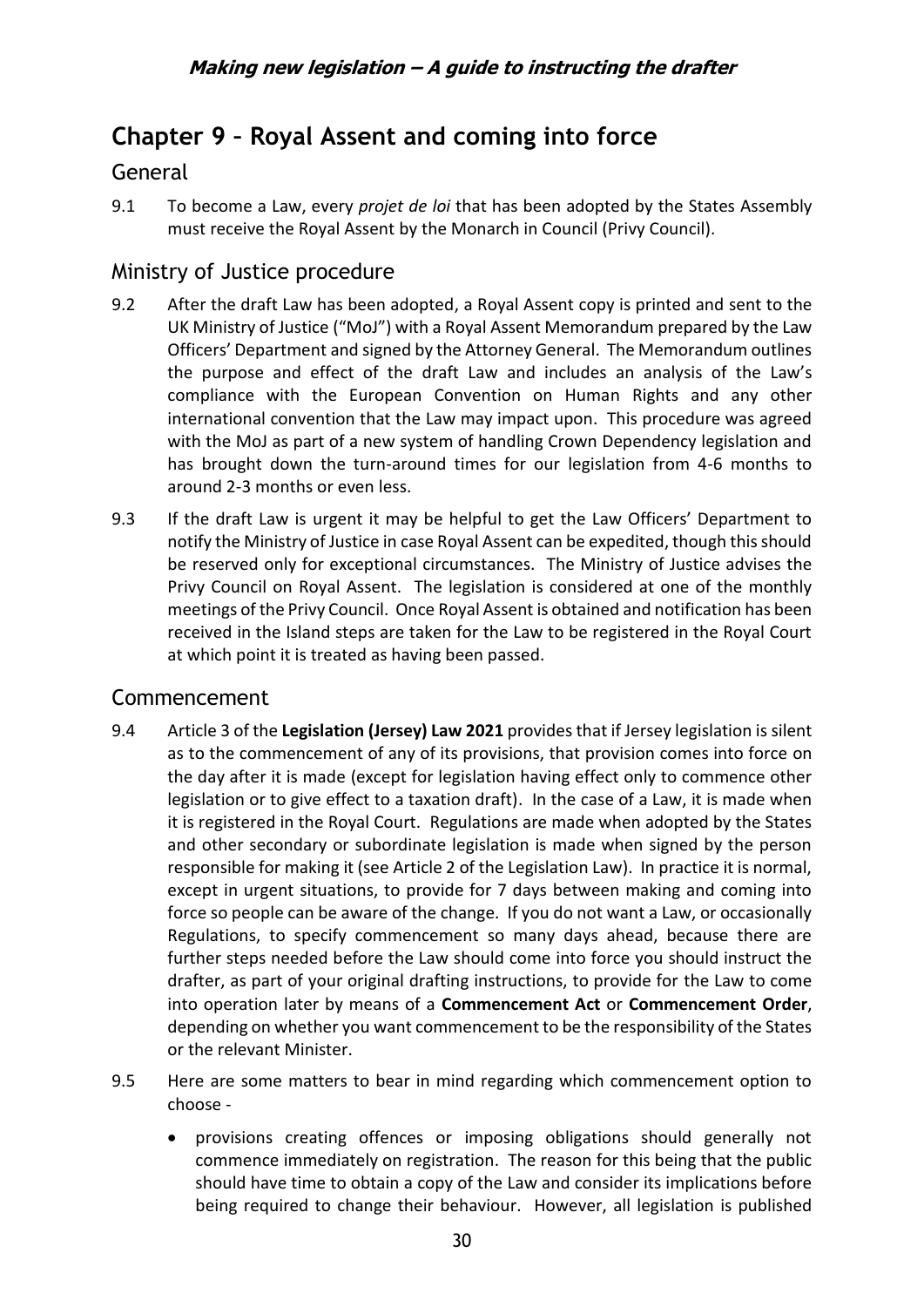# Chapter 9 – Royal Assent and coming into force

## General

9.1 To become a Law, every *projet de loi* that has been adopted by the States Assembly must receive the Royal Assent by the Monarch in Council (Privy Council).

## Ministry of Justice procedure

9.2 After the draft Law has been adopted, a Royal Assent copy is printed and sent to the UK Ministry of Justice ("MoJ") with a Royal Assent Memorandum prepared by the Law Officers' Department and signed by the Attorney General. The Memorandum outlines the purpose and effect of the draft Law and includes an analysis of the Law's compliance with the European Convention on Human Rights and any other international convention that the Law may impact upon. This procedure was agreed with the MoJ as part of a new system of handling Crown Dependency legislation and has brought down the turn-around times for our legislation from 4-6 months to around 2-3 months or even less.

9.3 If the draft Law is urgent it may be helpful to get the Law Officers' Department to notify the Ministry of Justice in case Royal Assent can be expedited, though this should be reserved only for exceptional circumstances. The Ministry of Justice advises the Privy Council on Royal Assent. The legislation is considered at one of the monthly meetings of the Privy Council. Once Royal Assent is obtained and notification has been received in the Island steps are taken for the Law to be registered in the Royal Court at which point it is treated as having been passed.

## Commencement

9.4 Article 3 of the **Legislation (Jersey) Law 2021** provides that if Jersey legislation is silent as to the commencement of any of its provisions, that provision comes into force on the day after it is made (except for legislation having effect only to commence other legislation or to give effect to a taxation draft). In the case of a Law, it is made when it is registered in the Royal Court. Regulations are made when adopted by the States and other secondary or subordinate legislation is made when signed by the person responsible for making it (see Article 2 of the Legislation Law). In practice it is normal, except in urgent situations, to provide for 7 days between making and coming into force so people can be aware of the change. If you do not want a Law, or occasionally Regulations, to specify commencement so many days ahead, because there are further steps needed before the Law should come into force you should instruct the drafter, as part of your original drafting instructions, to provide for the Law to come into operation later by means of a **Commencement Act** or **Commencement Order**, depending on whether you want commencement to be the responsibility of the States or the relevant Minister.

9.5 Here are some matters to bear in mind regarding which commencement option to choose -

- provisions creating offences or imposing obligations should generally not commence immediately on registration. The reason for this being that the public should have time to obtain a copy of the Law and consider its implications before being required to change their behaviour. However, all legislation is published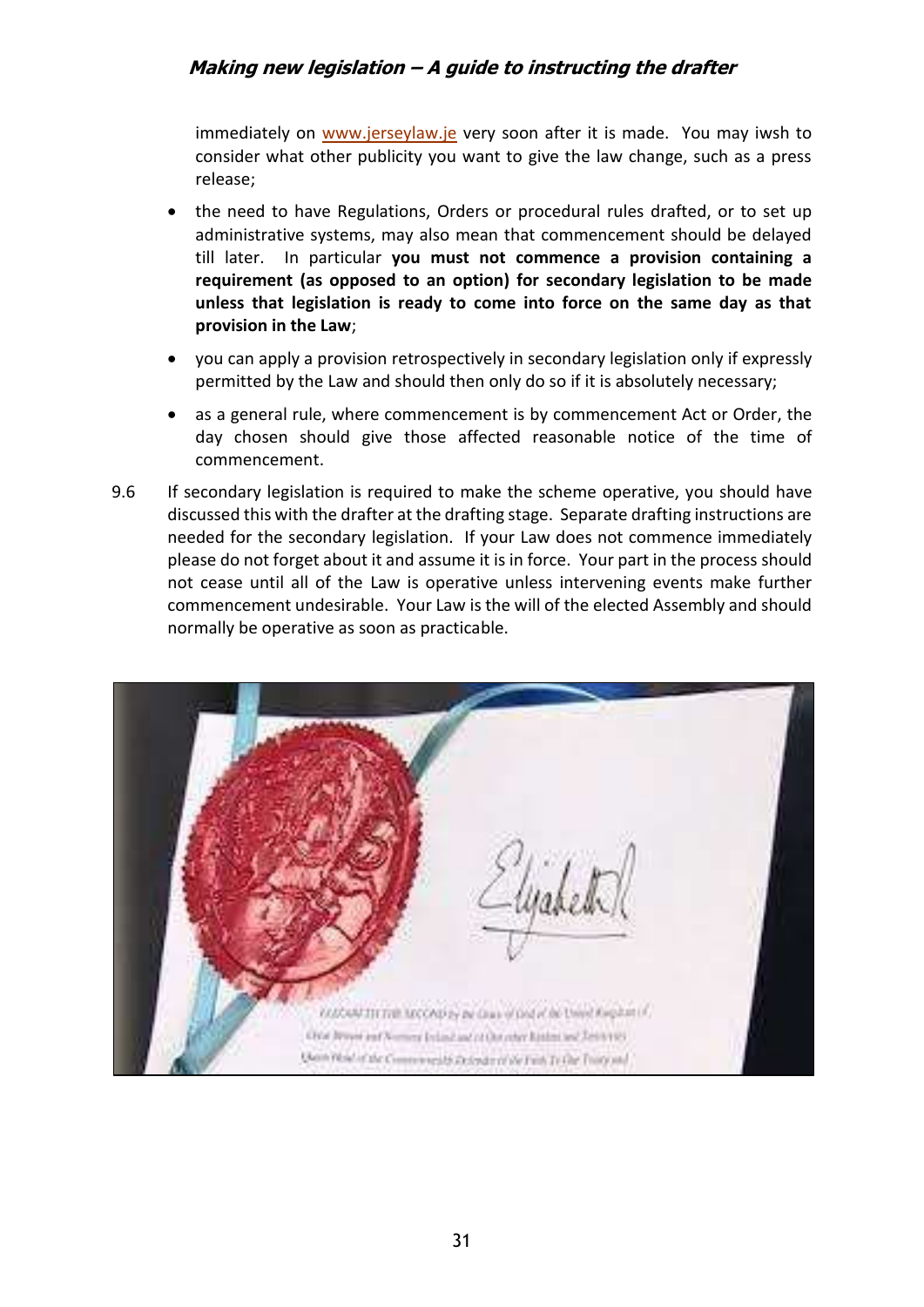immediately on [www.jerseylaw.je](http://www.jerseylaw.je) very soon after it is made. You may iwsh to consider what other publicity you want to give the law change, such as a press release;

- the need to have Regulations, Orders or procedural rules drafted, or to set up administrative systems, may also mean that commencement should be delayed till later. In particular **you must not commence a provision containing a requirement (as opposed to an option) for secondary legislation to be made unless that legislation is ready to come into force on the same day as that provision in the Law**;
- you can apply a provision retrospectively in secondary legislation only if expressly permitted by the Law and should then only do so if it is absolutely necessary;
- as a general rule, where commencement is by commencement Act or Order, the day chosen should give those affected reasonable notice of the time of commencement.

9.6 If secondary legislation is required to make the scheme operative, you should have discussed this with the drafter at the drafting stage. Separate drafting instructions are needed for the secondary legislation. If your Law does not commence immediately please do not forget about it and assume it is in force. Your part in the process should not cease until all of the Law is operative unless intervening events make further commencement undesirable. Your Law is the will of the elected Assembly and should normally be operative as soon as practicable.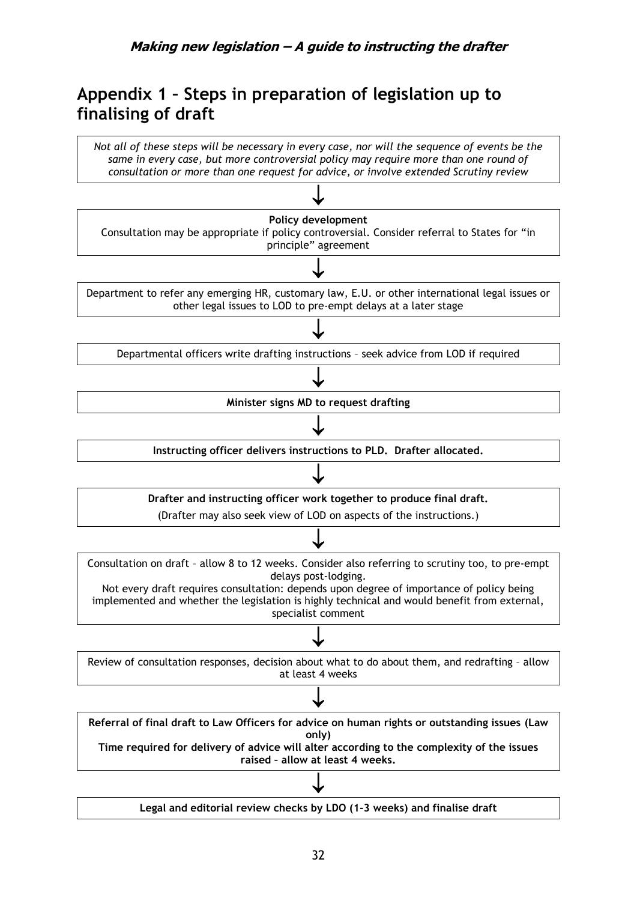## Appendix 1 – Steps in preparation of legislation up to finalising of draft

*Not all of these steps will be necessary in every case, nor will the sequence of events be the same in every case, but more controversial policy may require more than one round of consultation or more than one request for advice, or involve extended Scrutiny review*

↓

**Policy development**
Consultation may be appropriate if policy controversial. Consider referral to States for "in principle" agreement

↓

Department to refer any emerging HR, customary law, E.U. or other international legal issues or other legal issues to LOD to pre-empt delays at a later stage

↓

Departmental officers write drafting instructions – seek advice from LOD if required

↓

**Minister signs MD to request drafting**

↓

**Instructing officer delivers instructions to PLD. Drafter allocated.**

↓

**Drafter and instructing officer work together to produce final draft.**
(Drafter may also seek view of LOD on aspects of the instructions.)

↓

Consultation on draft – allow 8 to 12 weeks. Consider also referring to scrutiny too, to pre-empt delays post-lodging.
Not every draft requires consultation: depends upon degree of importance of policy being implemented and whether the legislation is highly technical and would benefit from external, specialist comment

↓

Review of consultation responses, decision about what to do about them, and redrafting – allow at least 4 weeks

↓

**Referral of final draft to Law Officers for advice on human rights or outstanding issues (Law only)**
**Time required for delivery of advice will alter according to the complexity of the issues raised – allow at least 4 weeks.**

↓

**Legal and editorial review checks by LDO (1-3 weeks) and finalise draft**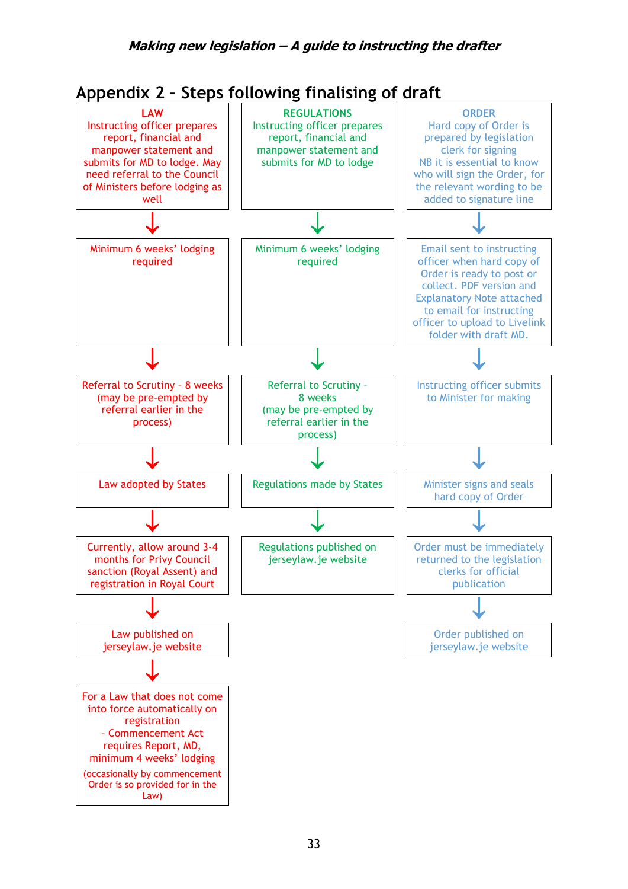## Appendix 2 – Steps following finalising of draft

### LAW

1. Instructing officer prepares report, financial and manpower statement and submits for MD to lodge. May need referral to the Council of Ministers before lodging as well
2. ↓ Minimum 6 weeks' lodging required
3. ↓ Referral to Scrutiny – 8 weeks (may be pre-empted by referral earlier in the process)
4. ↓ Law adopted by States
5. ↓ Currently, allow around 3-4 months for Privy Council sanction (Royal Assent) and registration in Royal Court
6. ↓ Law published on jerseylaw.je website
7. ↓ For a Law that does not come into force automatically on registration – Commencement Act requires Report, MD, minimum 4 weeks' lodging (occasionally by commencement Order is so provided for in the Law)

### REGULATIONS

1. Instructing officer prepares report, financial and manpower statement and submits for MD to lodge
2. ↓ Minimum 6 weeks' lodging required
3. ↓ Referral to Scrutiny – 8 weeks (may be pre-empted by referral earlier in the process)
4. ↓ Regulations made by States
5. ↓ Regulations published on jerseylaw.je website

### ORDER

1. Hard copy of Order is prepared by legislation clerk for signing  
   NB it is essential to know who will sign the Order, for the relevant wording to be added to signature line
2. ↓ Email sent to instructing officer when hard copy of Order is ready to post or collect. PDF version and Explanatory Note attached to email for instructing officer to upload to Livelink folder with draft MD.
3. ↓ Instructing officer submits to Minister for making
4. ↓ Minister signs and seals hard copy of Order
5. ↓ Order must be immediately returned to the legislation clerks for official publication
6. ↓ Order published on jerseylaw.je website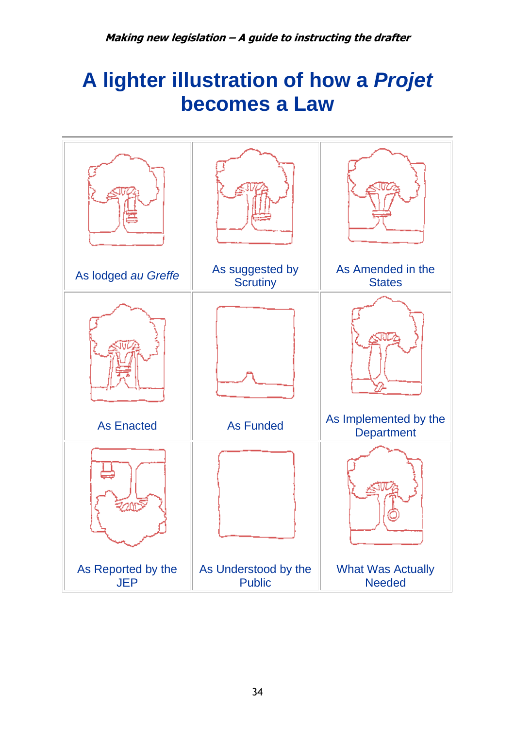# A lighter illustration of how a *Projet* becomes a Law

| | | |
|---|---|---|
| As lodged *au Greffe* | As suggested by Scrutiny | As Amended in the States |
| As Enacted | As Funded | As Implemented by the Department |
| As Reported by the JEP | As Understood by the Public | What Was Actually Needed |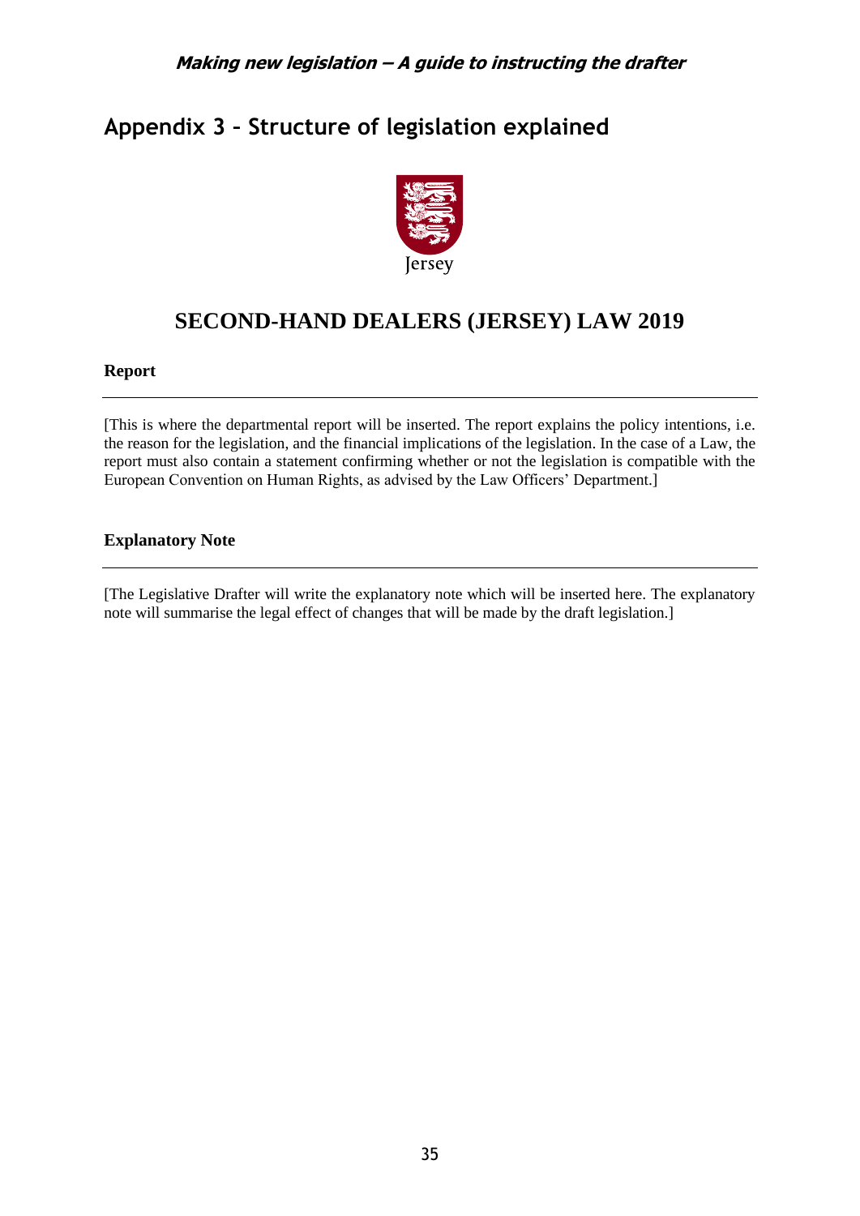# Appendix 3 – Structure of legislation explained

Jersey

## SECOND-HAND DEALERS (JERSEY) LAW 2019

**Report**

[This is where the departmental report will be inserted. The report explains the policy intentions, i.e. the reason for the legislation, and the financial implications of the legislation. In the case of a Law, the report must also contain a statement confirming whether or not the legislation is compatible with the European Convention on Human Rights, as advised by the Law Officers' Department.]

**Explanatory Note**

[The Legislative Drafter will write the explanatory note which will be inserted here. The explanatory note will summarise the legal effect of changes that will be made by the draft legislation.]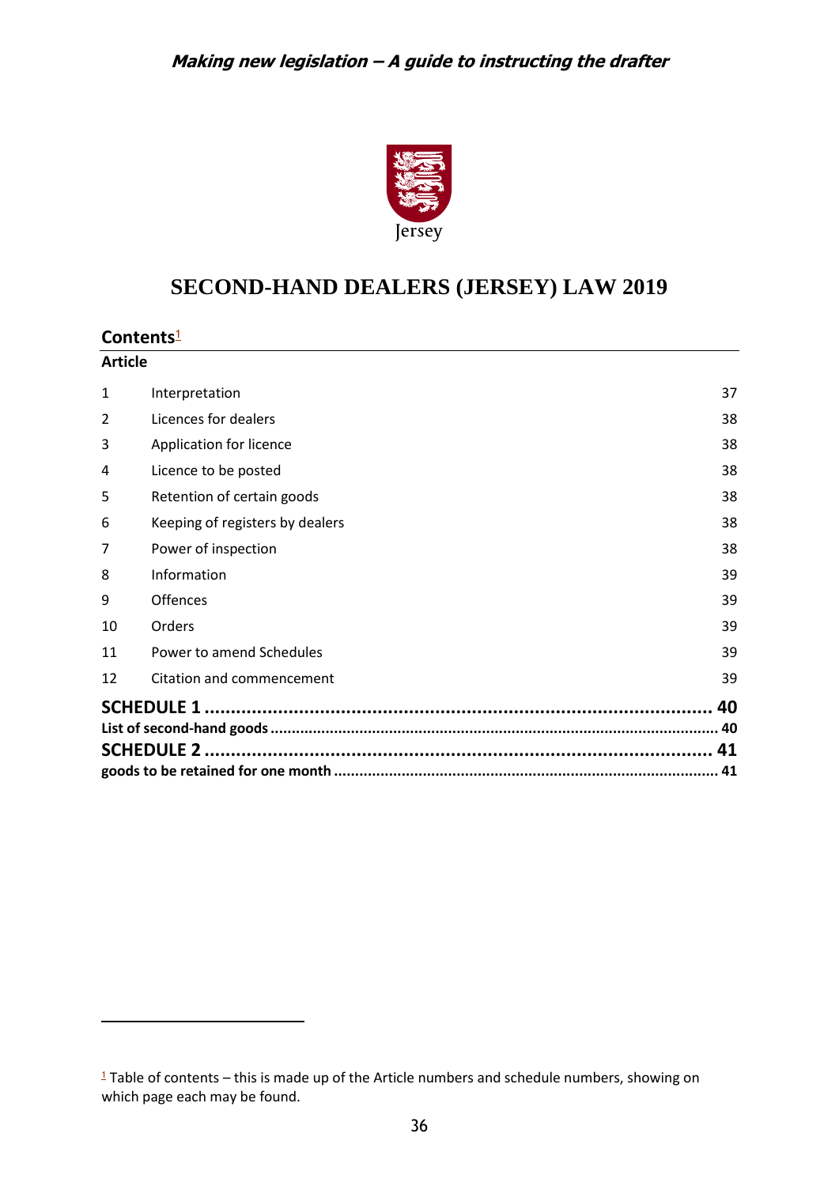# SECOND-HAND DEALERS (JERSEY) LAW 2019

## Contents[1]

| Article | | |
|---|---|---|
| 1 | Interpretation | 37 |
| 2 | Licences for dealers | 38 |
| 3 | Application for licence | 38 |
| 4 | Licence to be posted | 38 |
| 5 | Retention of certain goods | 38 |
| 6 | Keeping of registers by dealers | 38 |
| 7 | Power of inspection | 38 |
| 8 | Information | 39 |
| 9 | Offences | 39 |
| 10 | Orders | 39 |
| 11 | Power to amend Schedules | 39 |
| 12 | Citation and commencement | 39 |

**SCHEDULE 1 ....................................................................................... 40**

**List of second-hand goods ........................................................................................ 40**

**SCHEDULE 2 ....................................................................................... 41**

**goods to be retained for one month ........................................................................ 41**

[1] Table of contents – this is made up of the Article numbers and schedule numbers, showing on which page each may be found.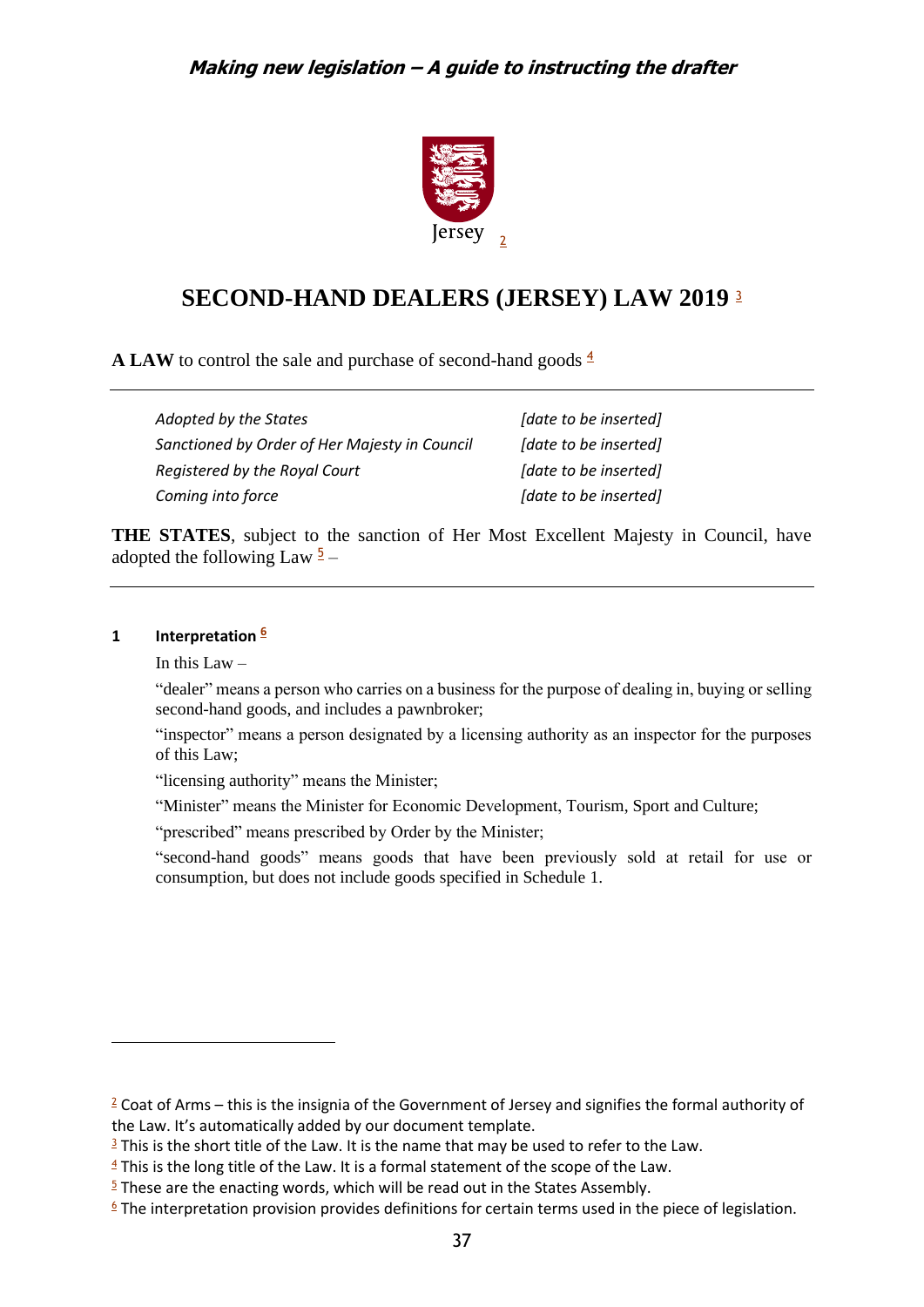Jersey [2]

# SECOND-HAND DEALERS (JERSEY) LAW 2019 [3]

**A LAW** to control the sale and purchase of second-hand goods [4]

---

| | |
|---|---|
| *Adopted by the States* | *[date to be inserted]* |
| *Sanctioned by Order of Her Majesty in Council* | *[date to be inserted]* |
| *Registered by the Royal Court* | *[date to be inserted]* |
| *Coming into force* | *[date to be inserted]* |

**THE STATES**, subject to the sanction of Her Most Excellent Majesty in Council, have adopted the following Law [5] –

---

### 1 Interpretation [6]

In this Law –

"dealer" means a person who carries on a business for the purpose of dealing in, buying or selling second-hand goods, and includes a pawnbroker;

"inspector" means a person designated by a licensing authority as an inspector for the purposes of this Law;

"licensing authority" means the Minister;

"Minister" means the Minister for Economic Development, Tourism, Sport and Culture;

"prescribed" means prescribed by Order by the Minister;

"second-hand goods" means goods that have been previously sold at retail for use or consumption, but does not include goods specified in Schedule 1.

---

[2] Coat of Arms – this is the insignia of the Government of Jersey and signifies the formal authority of the Law. It's automatically added by our document template.

[3] This is the short title of the Law. It is the name that may be used to refer to the Law.

[4] This is the long title of the Law. It is a formal statement of the scope of the Law.

[5] These are the enacting words, which will be read out in the States Assembly.

[6] The interpretation provision provides definitions for certain terms used in the piece of legislation.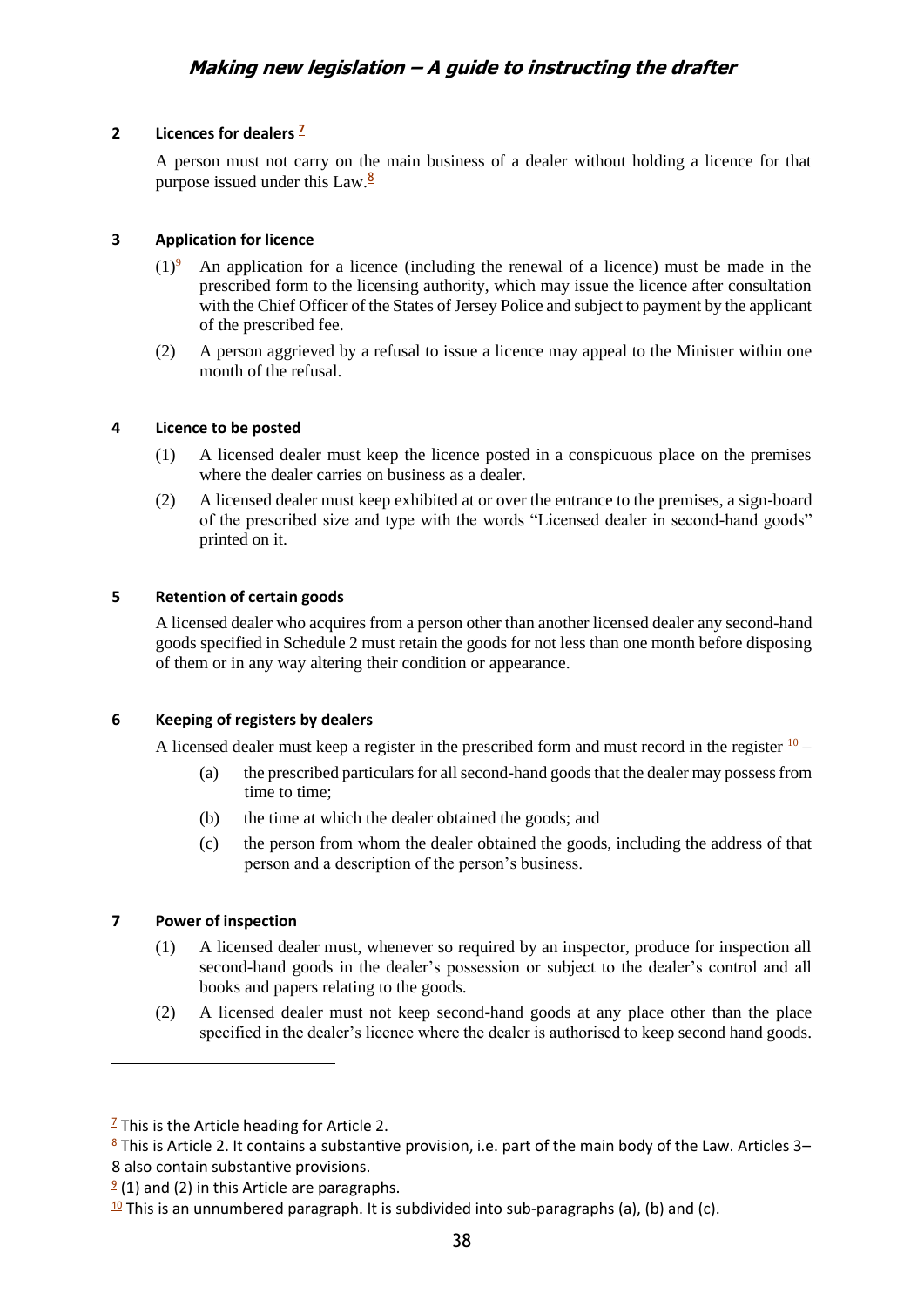**2 Licences for dealers** [7]

A person must not carry on the main business of a dealer without holding a licence for that purpose issued under this Law.[8]

**3 Application for licence**

(1)[9] An application for a licence (including the renewal of a licence) must be made in the prescribed form to the licensing authority, which may issue the licence after consultation with the Chief Officer of the States of Jersey Police and subject to payment by the applicant of the prescribed fee.

(2) A person aggrieved by a refusal to issue a licence may appeal to the Minister within one month of the refusal.

**4 Licence to be posted**

(1) A licensed dealer must keep the licence posted in a conspicuous place on the premises where the dealer carries on business as a dealer.

(2) A licensed dealer must keep exhibited at or over the entrance to the premises, a sign-board of the prescribed size and type with the words "Licensed dealer in second-hand goods" printed on it.

**5 Retention of certain goods**

A licensed dealer who acquires from a person other than another licensed dealer any second-hand goods specified in Schedule 2 must retain the goods for not less than one month before disposing of them or in any way altering their condition or appearance.

**6 Keeping of registers by dealers**

A licensed dealer must keep a register in the prescribed form and must record in the register [10] –

(a) the prescribed particulars for all second-hand goods that the dealer may possess from time to time;

(b) the time at which the dealer obtained the goods; and

(c) the person from whom the dealer obtained the goods, including the address of that person and a description of the person's business.

**7 Power of inspection**

(1) A licensed dealer must, whenever so required by an inspector, produce for inspection all second-hand goods in the dealer's possession or subject to the dealer's control and all books and papers relating to the goods.

(2) A licensed dealer must not keep second-hand goods at any place other than the place specified in the dealer's licence where the dealer is authorised to keep second hand goods.

---

[7] This is the Article heading for Article 2.

[8] This is Article 2. It contains a substantive provision, i.e. part of the main body of the Law. Articles 3–8 also contain substantive provisions.

[9] (1) and (2) in this Article are paragraphs.

[10] This is an unnumbered paragraph. It is subdivided into sub-paragraphs (a), (b) and (c).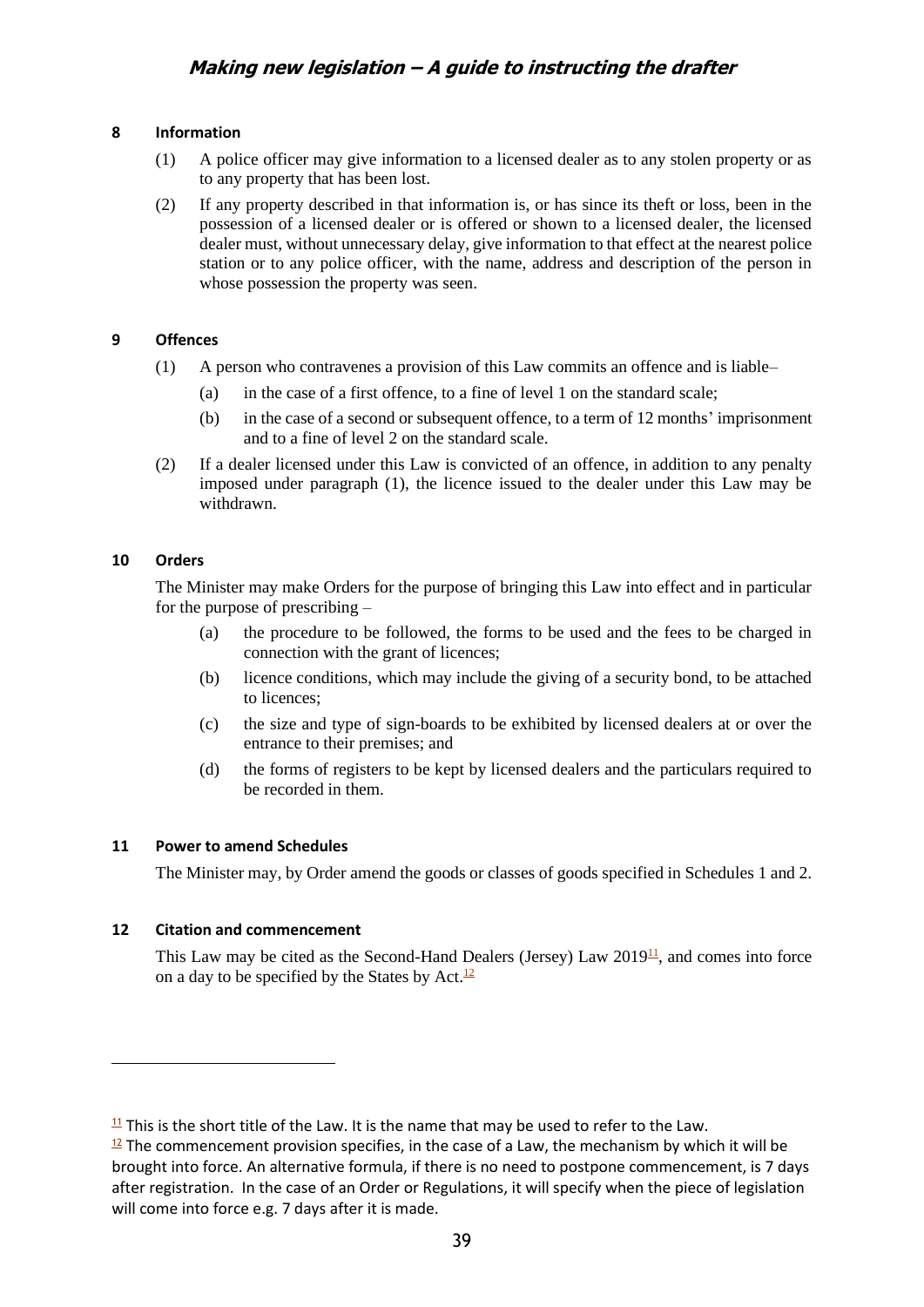**8 Information**

(1) A police officer may give information to a licensed dealer as to any stolen property or as to any property that has been lost.

(2) If any property described in that information is, or has since its theft or loss, been in the possession of a licensed dealer or is offered or shown to a licensed dealer, the licensed dealer must, without unnecessary delay, give information to that effect at the nearest police station or to any police officer, with the name, address and description of the person in whose possession the property was seen.

**9 Offences**

(1) A person who contravenes a provision of this Law commits an offence and is liable–

(a) in the case of a first offence, to a fine of level 1 on the standard scale;

(b) in the case of a second or subsequent offence, to a term of 12 months' imprisonment and to a fine of level 2 on the standard scale.

(2) If a dealer licensed under this Law is convicted of an offence, in addition to any penalty imposed under paragraph (1), the licence issued to the dealer under this Law may be withdrawn.

**10 Orders**

The Minister may make Orders for the purpose of bringing this Law into effect and in particular for the purpose of prescribing –

(a) the procedure to be followed, the forms to be used and the fees to be charged in connection with the grant of licences;

(b) licence conditions, which may include the giving of a security bond, to be attached to licences;

(c) the size and type of sign-boards to be exhibited by licensed dealers at or over the entrance to their premises; and

(d) the forms of registers to be kept by licensed dealers and the particulars required to be recorded in them.

**11 Power to amend Schedules**

The Minister may, by Order amend the goods or classes of goods specified in Schedules 1 and 2.

**12 Citation and commencement**

This Law may be cited as the Second-Hand Dealers (Jersey) Law 2019[11], and comes into force on a day to be specified by the States by Act.[12]

---

[11] This is the short title of the Law. It is the name that may be used to refer to the Law.

[12] The commencement provision specifies, in the case of a Law, the mechanism by which it will be brought into force. An alternative formula, if there is no need to postpone commencement, is 7 days after registration. In the case of an Order or Regulations, it will specify when the piece of legislation will come into force e.g. 7 days after it is made.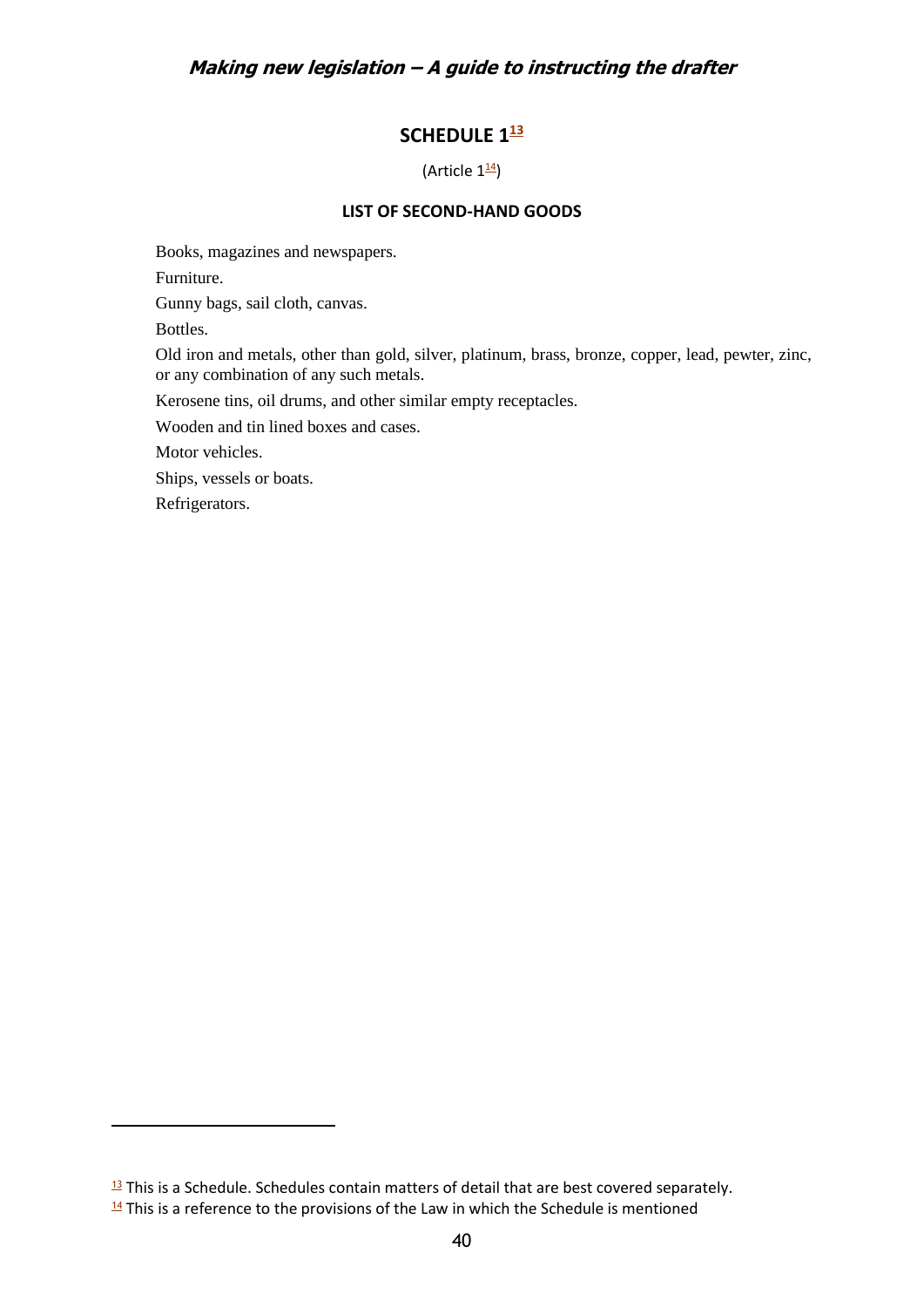## SCHEDULE 1[13]

(Article 1[14])

### LIST OF SECOND-HAND GOODS

Books, magazines and newspapers.

Furniture.

Gunny bags, sail cloth, canvas.

Bottles.

Old iron and metals, other than gold, silver, platinum, brass, bronze, copper, lead, pewter, zinc, or any combination of any such metals.

Kerosene tins, oil drums, and other similar empty receptacles.

Wooden and tin lined boxes and cases.

Motor vehicles.

Ships, vessels or boats.

Refrigerators.

---

[13] This is a Schedule. Schedules contain matters of detail that are best covered separately.

[14] This is a reference to the provisions of the Law in which the Schedule is mentioned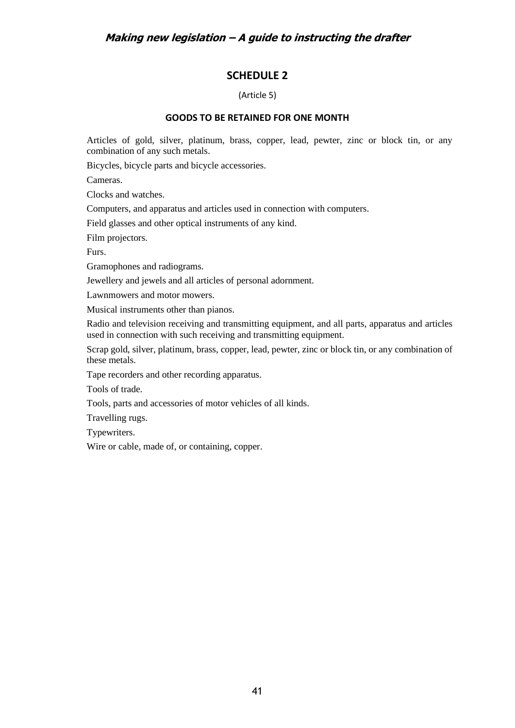## SCHEDULE 2

(Article 5)

### GOODS TO BE RETAINED FOR ONE MONTH

Articles of gold, silver, platinum, brass, copper, lead, pewter, zinc or block tin, or any combination of any such metals.

Bicycles, bicycle parts and bicycle accessories.

Cameras.

Clocks and watches.

Computers, and apparatus and articles used in connection with computers.

Field glasses and other optical instruments of any kind.

Film projectors.

Furs.

Gramophones and radiograms.

Jewellery and jewels and all articles of personal adornment.

Lawnmowers and motor mowers.

Musical instruments other than pianos.

Radio and television receiving and transmitting equipment, and all parts, apparatus and articles used in connection with such receiving and transmitting equipment.

Scrap gold, silver, platinum, brass, copper, lead, pewter, zinc or block tin, or any combination of these metals.

Tape recorders and other recording apparatus.

Tools of trade.

Tools, parts and accessories of motor vehicles of all kinds.

Travelling rugs.

Typewriters.

Wire or cable, made of, or containing, copper.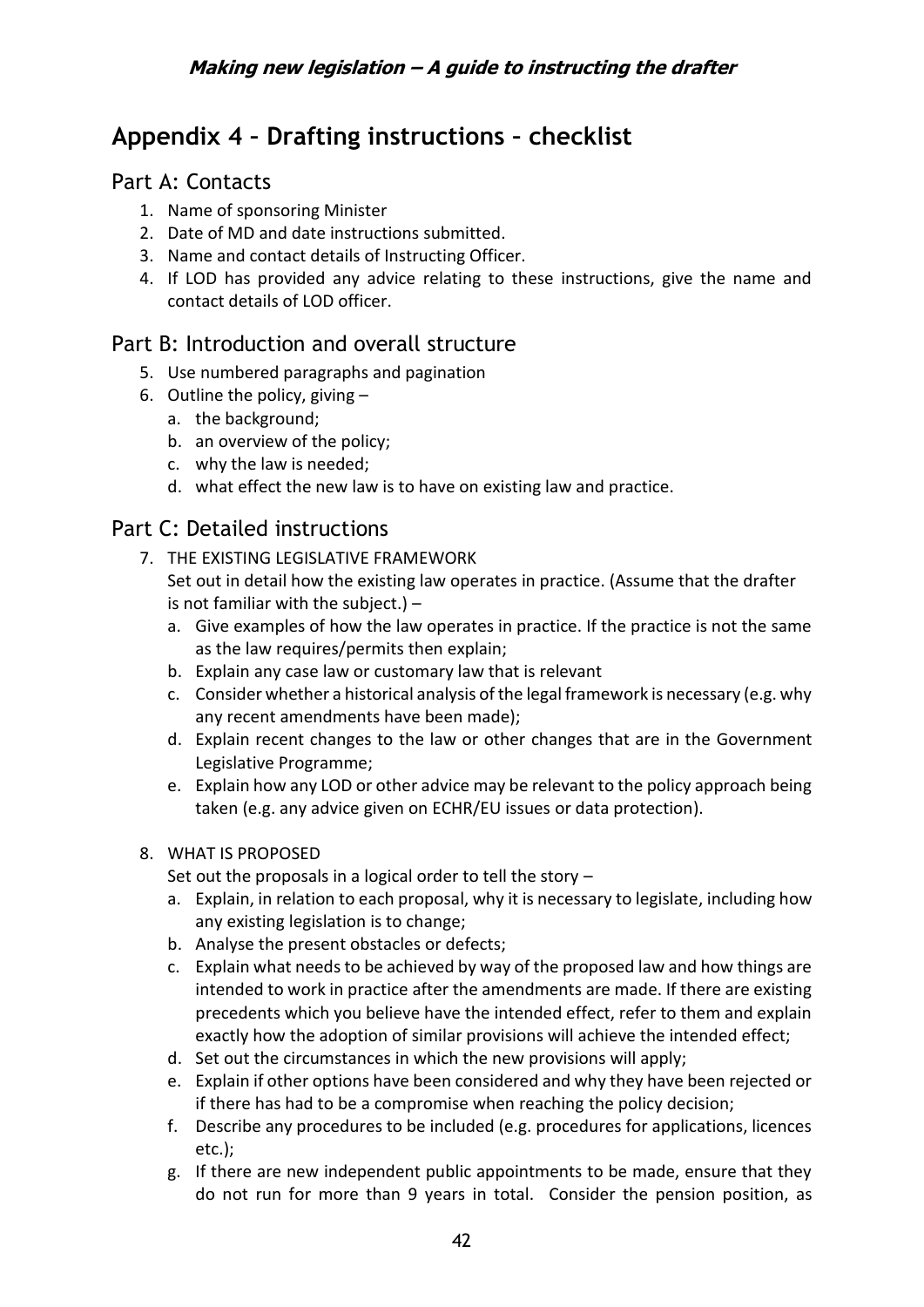## Appendix 4 – Drafting instructions – checklist

### Part A: Contacts

1. Name of sponsoring Minister
2. Date of MD and date instructions submitted.
3. Name and contact details of Instructing Officer.
4. If LOD has provided any advice relating to these instructions, give the name and contact details of LOD officer.

### Part B: Introduction and overall structure

5. Use numbered paragraphs and pagination
6. Outline the policy, giving –
   a. the background;
   b. an overview of the policy;
   c. why the law is needed;
   d. what effect the new law is to have on existing law and practice.

### Part C: Detailed instructions

7. THE EXISTING LEGISLATIVE FRAMEWORK

   Set out in detail how the existing law operates in practice. (Assume that the drafter is not familiar with the subject.) –
   a. Give examples of how the law operates in practice. If the practice is not the same as the law requires/permits then explain;
   b. Explain any case law or customary law that is relevant
   c. Consider whether a historical analysis of the legal framework is necessary (e.g. why any recent amendments have been made);
   d. Explain recent changes to the law or other changes that are in the Government Legislative Programme;
   e. Explain how any LOD or other advice may be relevant to the policy approach being taken (e.g. any advice given on ECHR/EU issues or data protection).

8. WHAT IS PROPOSED

   Set out the proposals in a logical order to tell the story –
   a. Explain, in relation to each proposal, why it is necessary to legislate, including how any existing legislation is to change;
   b. Analyse the present obstacles or defects;
   c. Explain what needs to be achieved by way of the proposed law and how things are intended to work in practice after the amendments are made. If there are existing precedents which you believe have the intended effect, refer to them and explain exactly how the adoption of similar provisions will achieve the intended effect;
   d. Set out the circumstances in which the new provisions will apply;
   e. Explain if other options have been considered and why they have been rejected or if there has had to be a compromise when reaching the policy decision;
   f. Describe any procedures to be included (e.g. procedures for applications, licences etc.);
   g. If there are new independent public appointments to be made, ensure that they do not run for more than 9 years in total. Consider the pension position, as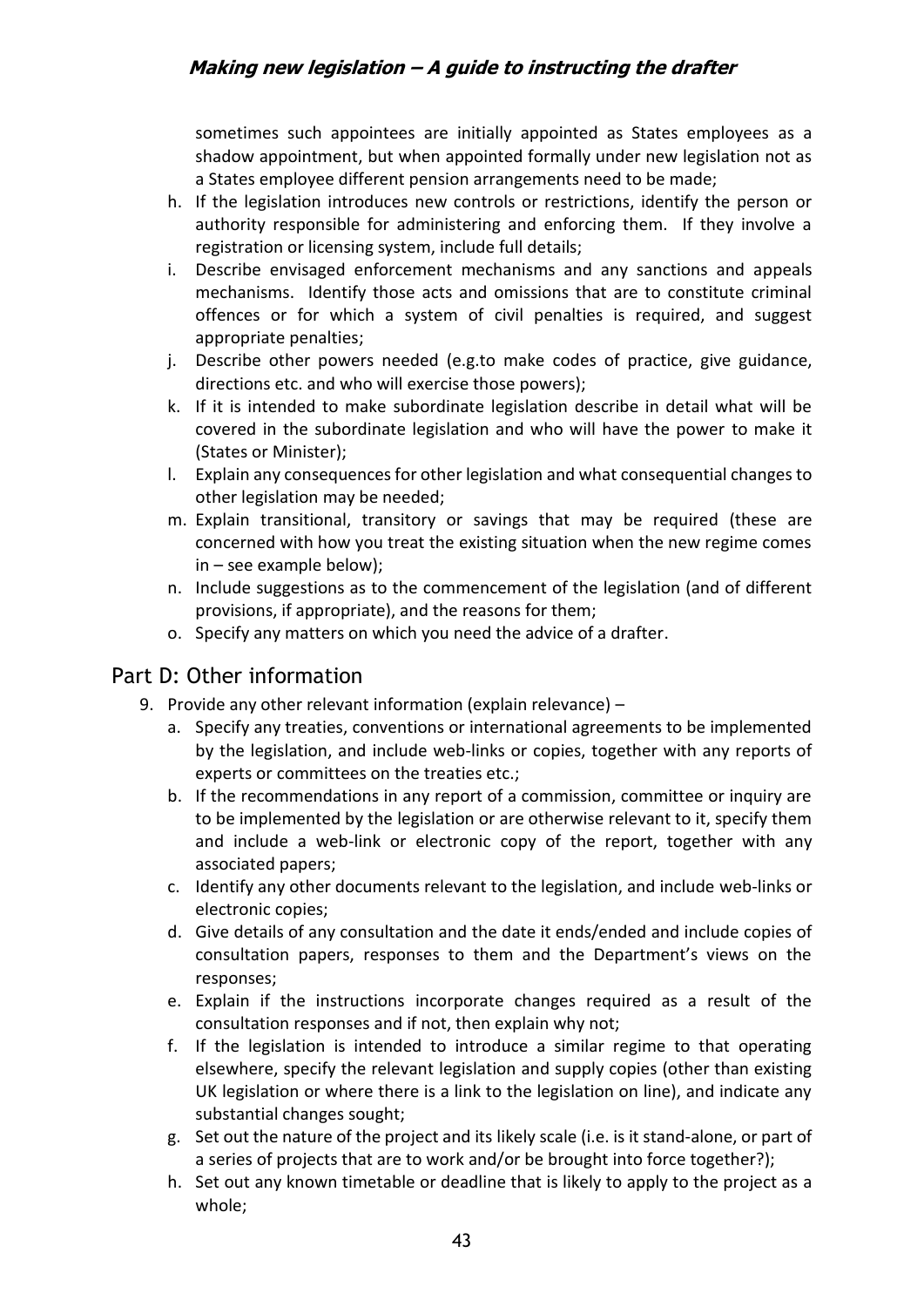sometimes such appointees are initially appointed as States employees as a shadow appointment, but when appointed formally under new legislation not as a States employee different pension arrangements need to be made;

h. If the legislation introduces new controls or restrictions, identify the person or authority responsible for administering and enforcing them. If they involve a registration or licensing system, include full details;
i. Describe envisaged enforcement mechanisms and any sanctions and appeals mechanisms. Identify those acts and omissions that are to constitute criminal offences or for which a system of civil penalties is required, and suggest appropriate penalties;
j. Describe other powers needed (e.g.to make codes of practice, give guidance, directions etc. and who will exercise those powers);
k. If it is intended to make subordinate legislation describe in detail what will be covered in the subordinate legislation and who will have the power to make it (States or Minister);
l. Explain any consequences for other legislation and what consequential changes to other legislation may be needed;
m. Explain transitional, transitory or savings that may be required (these are concerned with how you treat the existing situation when the new regime comes in – see example below);
n. Include suggestions as to the commencement of the legislation (and of different provisions, if appropriate), and the reasons for them;
o. Specify any matters on which you need the advice of a drafter.

## Part D: Other information

9. Provide any other relevant information (explain relevance) –
   a. Specify any treaties, conventions or international agreements to be implemented by the legislation, and include web-links or copies, together with any reports of experts or committees on the treaties etc.;
   b. If the recommendations in any report of a commission, committee or inquiry are to be implemented by the legislation or are otherwise relevant to it, specify them and include a web-link or electronic copy of the report, together with any associated papers;
   c. Identify any other documents relevant to the legislation, and include web-links or electronic copies;
   d. Give details of any consultation and the date it ends/ended and include copies of consultation papers, responses to them and the Department's views on the responses;
   e. Explain if the instructions incorporate changes required as a result of the consultation responses and if not, then explain why not;
   f. If the legislation is intended to introduce a similar regime to that operating elsewhere, specify the relevant legislation and supply copies (other than existing UK legislation or where there is a link to the legislation on line), and indicate any substantial changes sought;
   g. Set out the nature of the project and its likely scale (i.e. is it stand-alone, or part of a series of projects that are to work and/or be brought into force together?);
   h. Set out any known timetable or deadline that is likely to apply to the project as a whole;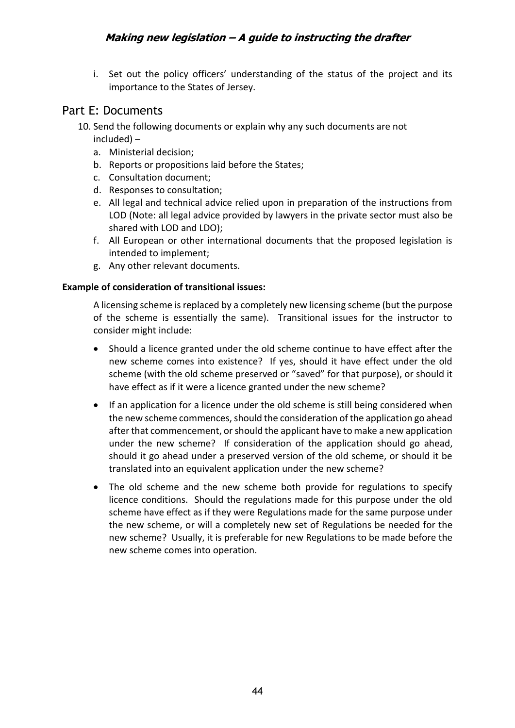i. Set out the policy officers' understanding of the status of the project and its importance to the States of Jersey.

## Part E: Documents

10. Send the following documents or explain why any such documents are not included) –
    a. Ministerial decision;
    b. Reports or propositions laid before the States;
    c. Consultation document;
    d. Responses to consultation;
    e. All legal and technical advice relied upon in preparation of the instructions from LOD (Note: all legal advice provided by lawyers in the private sector must also be shared with LOD and LDO);
    f. All European or other international documents that the proposed legislation is intended to implement;
    g. Any other relevant documents.

**Example of consideration of transitional issues:**

A licensing scheme is replaced by a completely new licensing scheme (but the purpose of the scheme is essentially the same). Transitional issues for the instructor to consider might include:

- Should a licence granted under the old scheme continue to have effect after the new scheme comes into existence? If yes, should it have effect under the old scheme (with the old scheme preserved or "saved" for that purpose), or should it have effect as if it were a licence granted under the new scheme?
- If an application for a licence under the old scheme is still being considered when the new scheme commences, should the consideration of the application go ahead after that commencement, or should the applicant have to make a new application under the new scheme? If consideration of the application should go ahead, should it go ahead under a preserved version of the old scheme, or should it be translated into an equivalent application under the new scheme?
- The old scheme and the new scheme both provide for regulations to specify licence conditions. Should the regulations made for this purpose under the old scheme have effect as if they were Regulations made for the same purpose under the new scheme, or will a completely new set of Regulations be needed for the new scheme? Usually, it is preferable for new Regulations to be made before the new scheme comes into operation.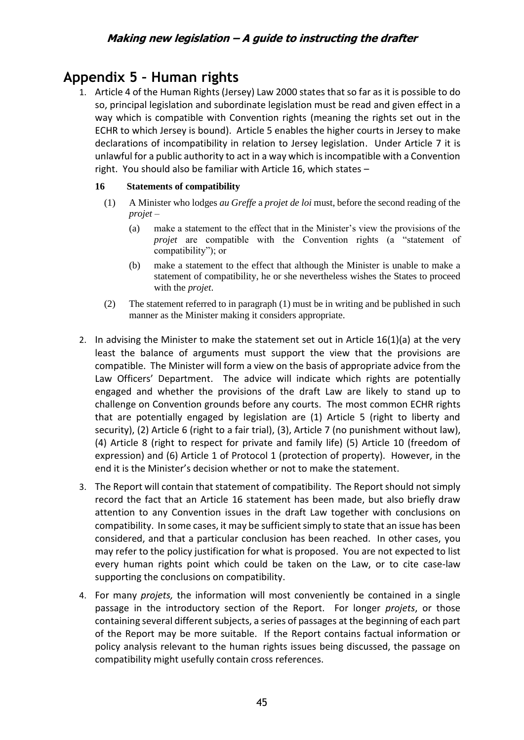# Appendix 5 – Human rights

1. Article 4 of the Human Rights (Jersey) Law 2000 states that so far as it is possible to do so, principal legislation and subordinate legislation must be read and given effect in a way which is compatible with Convention rights (meaning the rights set out in the ECHR to which Jersey is bound). Article 5 enables the higher courts in Jersey to make declarations of incompatibility in relation to Jersey legislation. Under Article 7 it is unlawful for a public authority to act in a way which is incompatible with a Convention right. You should also be familiar with Article 16, which states –

   **16 Statements of compatibility**

   (1) A Minister who lodges *au Greffe* a *projet de loi* must, before the second reading of the *projet* –

   (a) make a statement to the effect that in the Minister's view the provisions of the *projet* are compatible with the Convention rights (a "statement of compatibility"); or

   (b) make a statement to the effect that although the Minister is unable to make a statement of compatibility, he or she nevertheless wishes the States to proceed with the *projet*.

   (2) The statement referred to in paragraph (1) must be in writing and be published in such manner as the Minister making it considers appropriate.

2. In advising the Minister to make the statement set out in Article 16(1)(a) at the very least the balance of arguments must support the view that the provisions are compatible. The Minister will form a view on the basis of appropriate advice from the Law Officers' Department. The advice will indicate which rights are potentially engaged and whether the provisions of the draft Law are likely to stand up to challenge on Convention grounds before any courts. The most common ECHR rights that are potentially engaged by legislation are (1) Article 5 (right to liberty and security), (2) Article 6 (right to a fair trial), (3), Article 7 (no punishment without law), (4) Article 8 (right to respect for private and family life) (5) Article 10 (freedom of expression) and (6) Article 1 of Protocol 1 (protection of property). However, in the end it is the Minister's decision whether or not to make the statement.

3. The Report will contain that statement of compatibility. The Report should not simply record the fact that an Article 16 statement has been made, but also briefly draw attention to any Convention issues in the draft Law together with conclusions on compatibility. In some cases, it may be sufficient simply to state that an issue has been considered, and that a particular conclusion has been reached. In other cases, you may refer to the policy justification for what is proposed. You are not expected to list every human rights point which could be taken on the Law, or to cite case-law supporting the conclusions on compatibility.

4. For many *projets,* the information will most conveniently be contained in a single passage in the introductory section of the Report. For longer *projets*, or those containing several different subjects, a series of passages at the beginning of each part of the Report may be more suitable. If the Report contains factual information or policy analysis relevant to the human rights issues being discussed, the passage on compatibility might usefully contain cross references.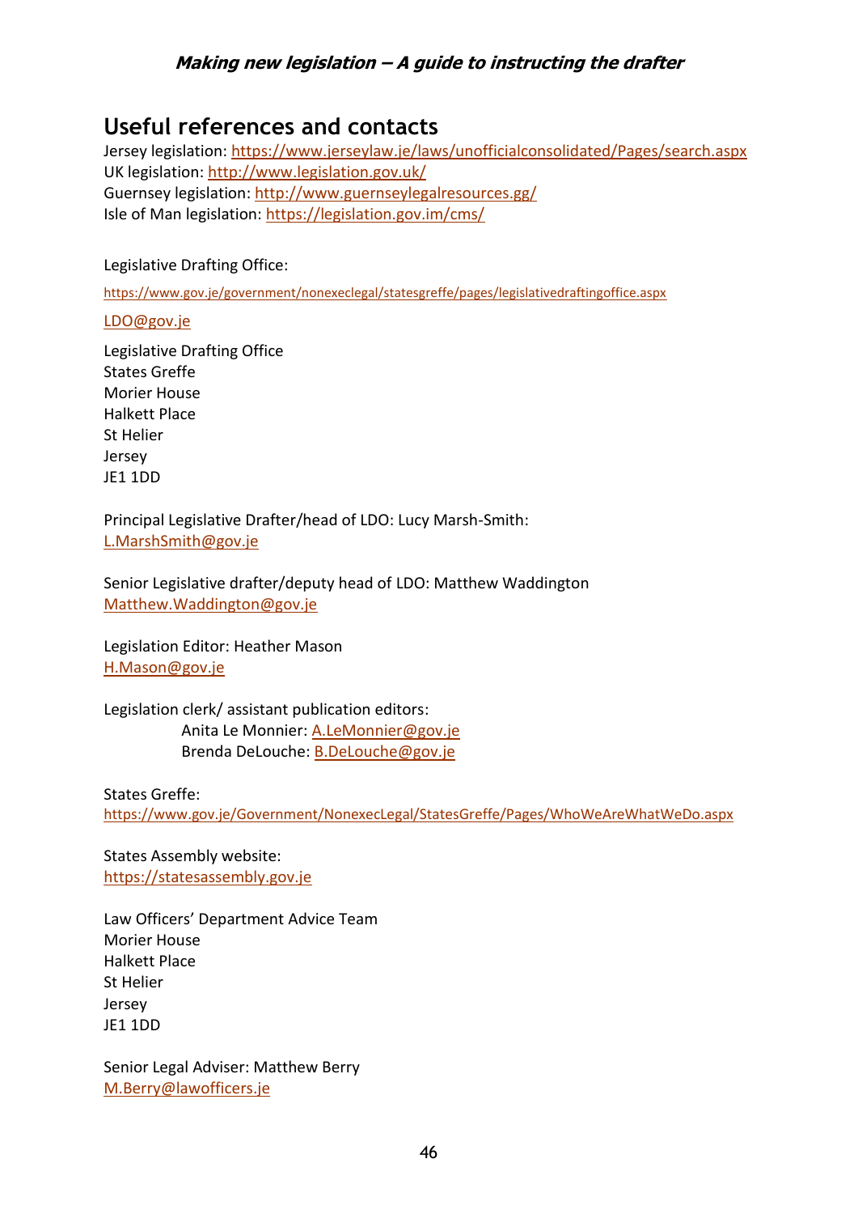## Useful references and contacts

Jersey legislation: https://www.jerseylaw.je/laws/unofficialconsolidated/Pages/search.aspx
UK legislation: http://www.legislation.gov.uk/
Guernsey legislation: http://www.guernseylegalresources.gg/
Isle of Man legislation: https://legislation.gov.im/cms/

Legislative Drafting Office:

https://www.gov.je/government/nonexeclegal/statesgreffe/pages/legislativedraftingoffice.aspx

LDO@gov.je

Legislative Drafting Office
States Greffe
Morier House
Halkett Place
St Helier
Jersey
JE1 1DD

Principal Legislative Drafter/head of LDO: Lucy Marsh-Smith:
L.MarshSmith@gov.je

Senior Legislative drafter/deputy head of LDO: Matthew Waddington
Matthew.Waddington@gov.je

Legislation Editor: Heather Mason
H.Mason@gov.je

Legislation clerk/ assistant publication editors:
- Anita Le Monnier: A.LeMonnier@gov.je
- Brenda DeLouche: B.DeLouche@gov.je

States Greffe:
https://www.gov.je/Government/NonexecLegal/StatesGreffe/Pages/WhoWeAreWhatWeDo.aspx

States Assembly website:
https://statesassembly.gov.je

Law Officers' Department Advice Team
Morier House
Halkett Place
St Helier
Jersey
JE1 1DD

Senior Legal Adviser: Matthew Berry
M.Berry@lawofficers.je